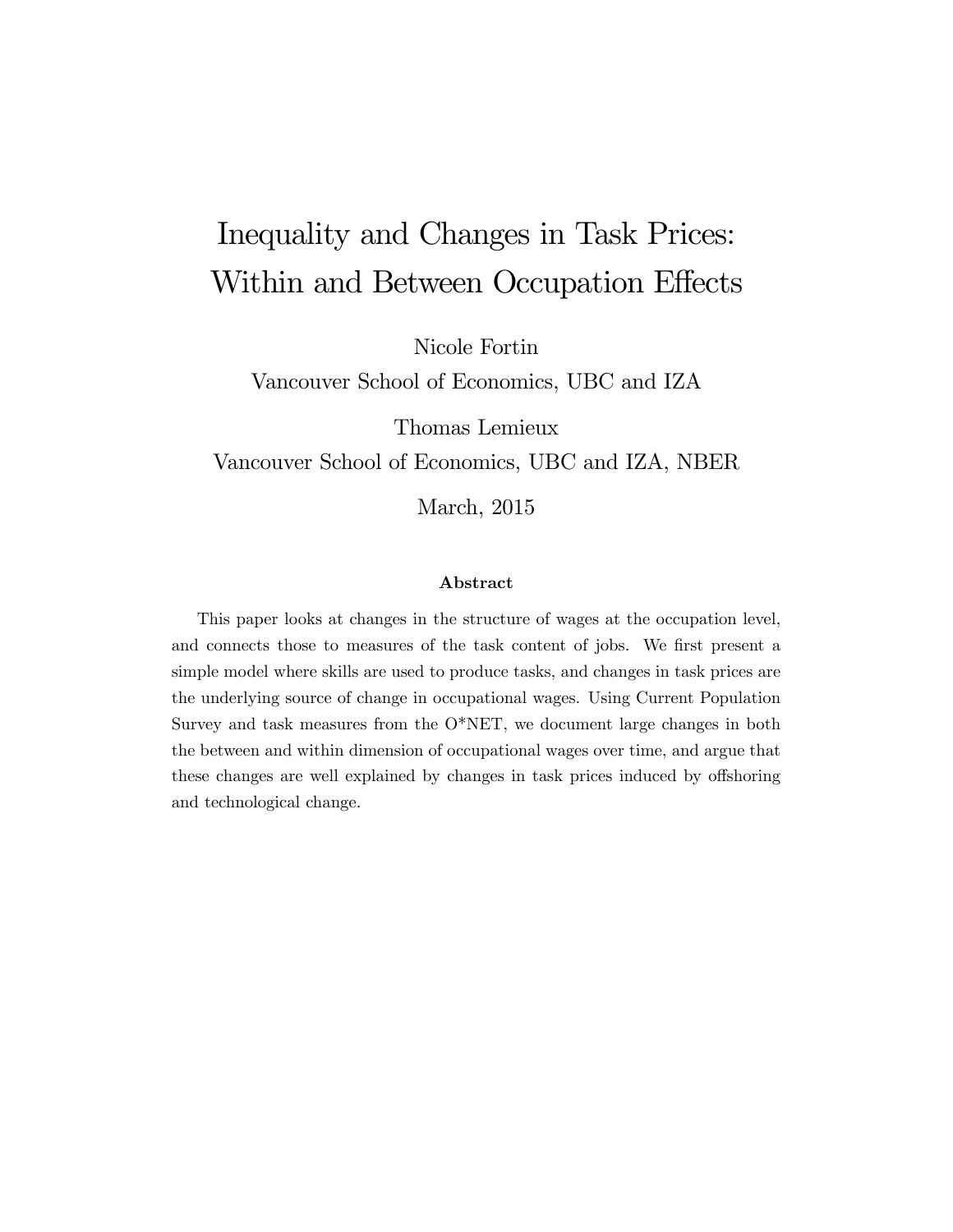# Inequality and Changes in Task Prices: Within and Between Occupation Effects

Nicole Fortin

Vancouver School of Economics, UBC and IZA

Thomas Lemieux

Vancouver School of Economics, UBC and IZA, NBER

March, 2015

### Abstract

This paper looks at changes in the structure of wages at the occupation level, and connects those to measures of the task content of jobs. We first present a simple model where skills are used to produce tasks, and changes in task prices are the underlying source of change in occupational wages. Using Current Population Survey and task measures from the O*NET, we document large changes in both the between and within dimension of occupational wages over time, and argue that these changes are well explained by changes in task prices induced by offshoring and technological change.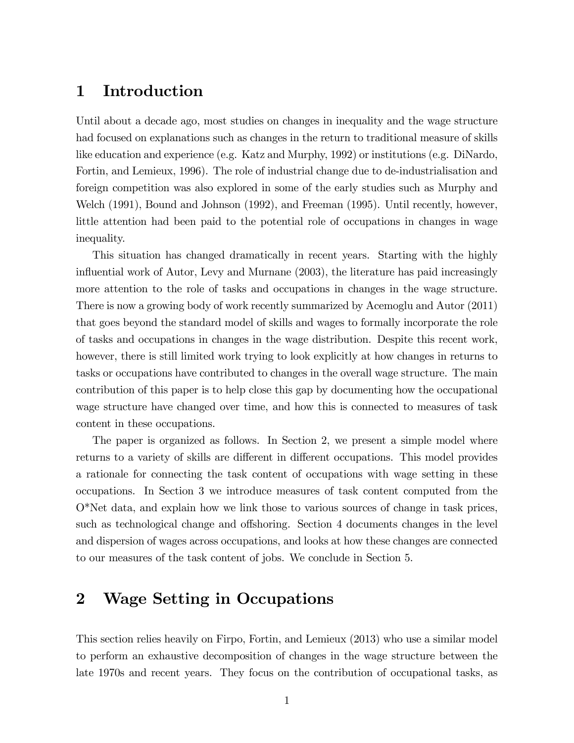# 1 Introduction

Until about a decade ago, most studies on changes in inequality and the wage structure had focused on explanations such as changes in the return to traditional measure of skills like education and experience (e.g. Katz and Murphy, 1992) or institutions (e.g. DiNardo, Fortin, and Lemieux, 1996). The role of industrial change due to de-industrialisation and foreign competition was also explored in some of the early studies such as Murphy and Welch (1991), Bound and Johnson (1992), and Freeman (1995). Until recently, however, little attention had been paid to the potential role of occupations in changes in wage inequality.

This situation has changed dramatically in recent years. Starting with the highly influential work of Autor, Levy and Murnane (2003), the literature has paid increasingly more attention to the role of tasks and occupations in changes in the wage structure. There is now a growing body of work recently summarized by Acemoglu and Autor (2011) that goes beyond the standard model of skills and wages to formally incorporate the role of tasks and occupations in changes in the wage distribution. Despite this recent work, however, there is still limited work trying to look explicitly at how changes in returns to tasks or occupations have contributed to changes in the overall wage structure. The main contribution of this paper is to help close this gap by documenting how the occupational wage structure have changed over time, and how this is connected to measures of task content in these occupations.

The paper is organized as follows. In Section 2, we present a simple model where returns to a variety of skills are different in different occupations. This model provides a rationale for connecting the task content of occupations with wage setting in these occupations. In Section 3 we introduce measures of task content computed from the O*Net data, and explain how we link those to various sources of change in task prices, such as technological change and offshoring. Section 4 documents changes in the level and dispersion of wages across occupations, and looks at how these changes are connected to our measures of the task content of jobs. We conclude in Section 5.

# 2 Wage Setting in Occupations

This section relies heavily on Firpo, Fortin, and Lemieux (2013) who use a similar model to perform an exhaustive decomposition of changes in the wage structure between the late 1970s and recent years. They focus on the contribution of occupational tasks, as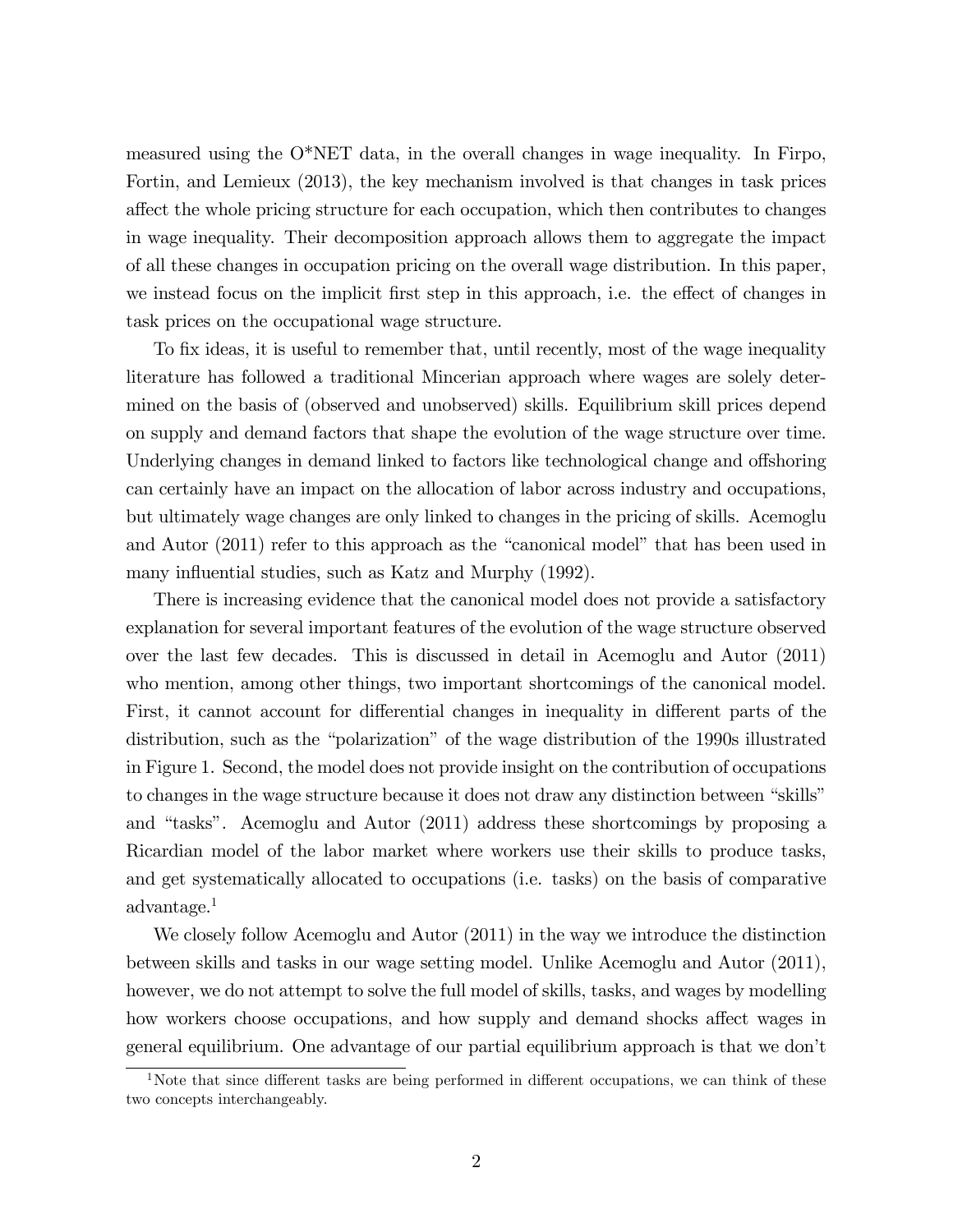measured using the O*NET data, in the overall changes in wage inequality. In Firpo, Fortin, and Lemieux (2013), the key mechanism involved is that changes in task prices affect the whole pricing structure for each occupation, which then contributes to changes in wage inequality. Their decomposition approach allows them to aggregate the impact of all these changes in occupation pricing on the overall wage distribution. In this paper, we instead focus on the implicit first step in this approach, i.e. the effect of changes in task prices on the occupational wage structure.

To fix ideas, it is useful to remember that, until recently, most of the wage inequality literature has followed a traditional Mincerian approach where wages are solely determined on the basis of (observed and unobserved) skills. Equilibrium skill prices depend on supply and demand factors that shape the evolution of the wage structure over time. Underlying changes in demand linked to factors like technological change and offshoring can certainly have an impact on the allocation of labor across industry and occupations, but ultimately wage changes are only linked to changes in the pricing of skills. Acemoglu and Autor (2011) refer to this approach as the "canonical model" that has been used in many influential studies, such as Katz and Murphy (1992).

There is increasing evidence that the canonical model does not provide a satisfactory explanation for several important features of the evolution of the wage structure observed over the last few decades. This is discussed in detail in Acemoglu and Autor (2011) who mention, among other things, two important shortcomings of the canonical model. First, it cannot account for differential changes in inequality in different parts of the distribution, such as the "polarization" of the wage distribution of the 1990s illustrated in Figure 1. Second, the model does not provide insight on the contribution of occupations to changes in the wage structure because it does not draw any distinction between "skills" and "tasks". Acemoglu and Autor (2011) address these shortcomings by proposing a Ricardian model of the labor market where workers use their skills to produce tasks, and get systematically allocated to occupations (i.e. tasks) on the basis of comparative advantage.[1]

We closely follow Acemoglu and Autor (2011) in the way we introduce the distinction between skills and tasks in our wage setting model. Unlike Acemoglu and Autor (2011), however, we do not attempt to solve the full model of skills, tasks, and wages by modelling how workers choose occupations, and how supply and demand shocks affect wages in general equilibrium. One advantage of our partial equilibrium approach is that we don't

[1] Note that since different tasks are being performed in different occupations, we can think of these two concepts interchangeably.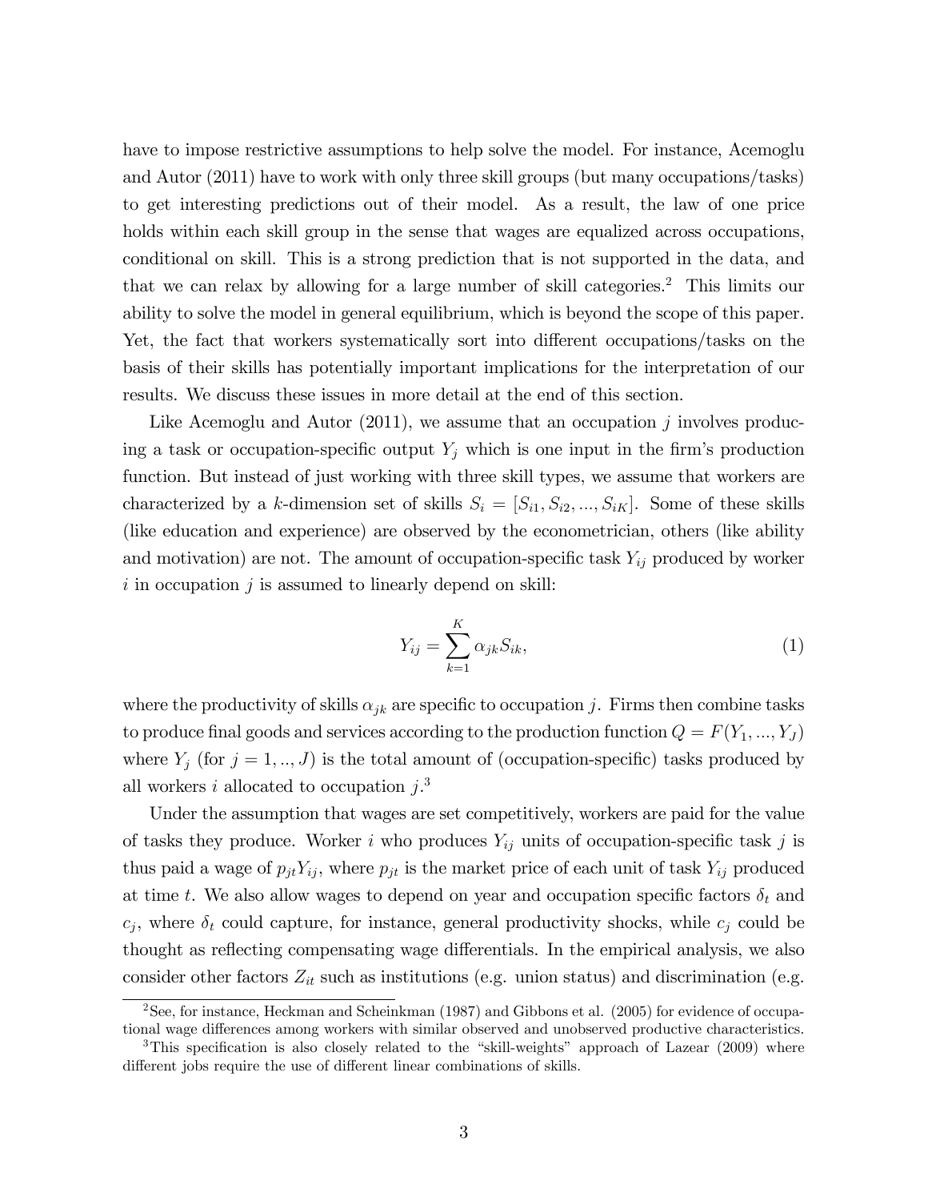have to impose restrictive assumptions to help solve the model. For instance, Acemoglu and Autor (2011) have to work with only three skill groups (but many occupations/tasks) to get interesting predictions out of their model. As a result, the law of one price holds within each skill group in the sense that wages are equalized across occupations, conditional on skill. This is a strong prediction that is not supported in the data, and that we can relax by allowing for a large number of skill categories.[2] This limits our ability to solve the model in general equilibrium, which is beyond the scope of this paper. Yet, the fact that workers systematically sort into different occupations/tasks on the basis of their skills has potentially important implications for the interpretation of our results. We discuss these issues in more detail at the end of this section.

Like Acemoglu and Autor (2011), we assume that an occupation $j$ involves producing a task or occupation-specific output $Y_j$ which is one input in the firm's production function. But instead of just working with three skill types, we assume that workers are characterized by a $k$-dimension set of skills $S_i = [S_{i1}, S_{i2}, ..., S_{iK}]$. Some of these skills (like education and experience) are observed by the econometrician, others (like ability and motivation) are not. The amount of occupation-specific task $Y_{ij}$ produced by worker $i$ in occupation $j$ is assumed to linearly depend on skill:

$$Y_{ij} = \sum_{k=1}^{K} \alpha_{jk} S_{ik}, \tag{1}$$

where the productivity of skills $\alpha_{jk}$ are specific to occupation $j$. Firms then combine tasks to produce final goods and services according to the production function $Q = F(Y_1, ..., Y_J)$ where $Y_j$ (for $j = 1, .., J$) is the total amount of (occupation-specific) tasks produced by all workers $i$ allocated to occupation $j$.[3]

Under the assumption that wages are set competitively, workers are paid for the value of tasks they produce. Worker $i$ who produces $Y_{ij}$ units of occupation-specific task $j$ is thus paid a wage of $p_{jt} Y_{ij}$, where $p_{jt}$ is the market price of each unit of task $Y_{ij}$ produced at time $t$. We also allow wages to depend on year and occupation specific factors $\delta_t$ and $c_j$, where $\delta_t$ could capture, for instance, general productivity shocks, while $c_j$ could be thought as reflecting compensating wage differentials. In the empirical analysis, we also consider other factors $Z_{it}$ such as institutions (e.g. union status) and discrimination (e.g.

[2] See, for instance, Heckman and Scheinkman (1987) and Gibbons et al. (2005) for evidence of occupational wage differences among workers with similar observed and unobserved productive characteristics.

[3] This specification is also closely related to the "skill-weights" approach of Lazear (2009) where different jobs require the use of different linear combinations of skills.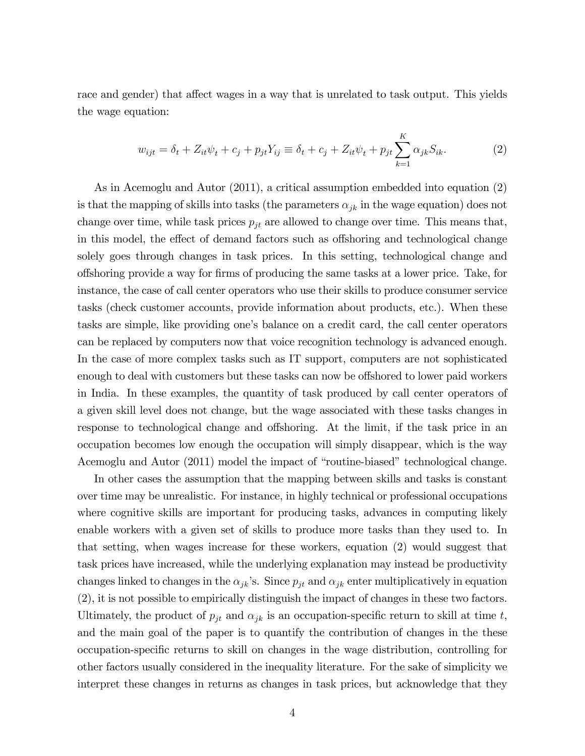race and gender) that affect wages in a way that is unrelated to task output. This yields the wage equation:

$$w_{ijt} = \delta_t + Z_{it}\psi_t + c_j + p_{jt}Y_{ij} \equiv \delta_t + c_j + Z_{it}\psi_t + p_{jt}\sum_{k=1}^{K}\alpha_{jk}S_{ik}. \tag{2}$$

As in Acemoglu and Autor (2011), a critical assumption embedded into equation (2) is that the mapping of skills into tasks (the parameters $\alpha_{jk}$ in the wage equation) does not change over time, while task prices $p_{jt}$ are allowed to change over time. This means that, in this model, the effect of demand factors such as offshoring and technological change solely goes through changes in task prices. In this setting, technological change and offshoring provide a way for firms of producing the same tasks at a lower price. Take, for instance, the case of call center operators who use their skills to produce consumer service tasks (check customer accounts, provide information about products, etc.). When these tasks are simple, like providing one's balance on a credit card, the call center operators can be replaced by computers now that voice recognition technology is advanced enough. In the case of more complex tasks such as IT support, computers are not sophisticated enough to deal with customers but these tasks can now be offshored to lower paid workers in India. In these examples, the quantity of task produced by call center operators of a given skill level does not change, but the wage associated with these tasks changes in response to technological change and offshoring. At the limit, if the task price in an occupation becomes low enough the occupation will simply disappear, which is the way Acemoglu and Autor (2011) model the impact of "routine-biased" technological change.

In other cases the assumption that the mapping between skills and tasks is constant over time may be unrealistic. For instance, in highly technical or professional occupations where cognitive skills are important for producing tasks, advances in computing likely enable workers with a given set of skills to produce more tasks than they used to. In that setting, when wages increase for these workers, equation (2) would suggest that task prices have increased, while the underlying explanation may instead be productivity changes linked to changes in the $\alpha_{jk}$'s. Since $p_{jt}$ and $\alpha_{jk}$ enter multiplicatively in equation (2), it is not possible to empirically distinguish the impact of changes in these two factors. Ultimately, the product of $p_{jt}$ and $\alpha_{jk}$ is an occupation-specific return to skill at time $t$, and the main goal of the paper is to quantify the contribution of changes in the these occupation-specific returns to skill on changes in the wage distribution, controlling for other factors usually considered in the inequality literature. For the sake of simplicity we interpret these changes in returns as changes in task prices, but acknowledge that they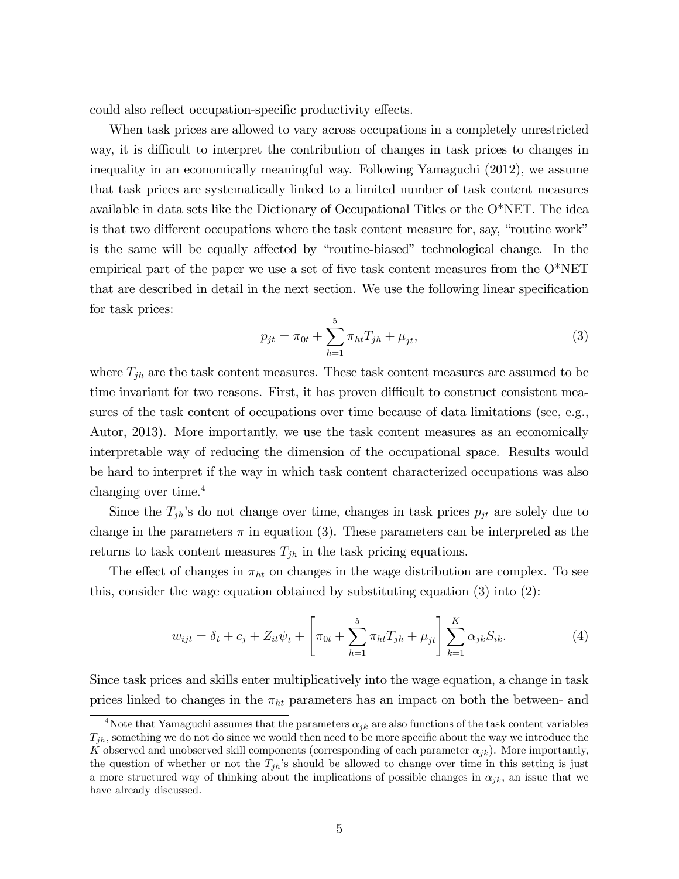could also reflect occupation-specific productivity effects.

When task prices are allowed to vary across occupations in a completely unrestricted way, it is difficult to interpret the contribution of changes in task prices to changes in inequality in an economically meaningful way. Following Yamaguchi (2012), we assume that task prices are systematically linked to a limited number of task content measures available in data sets like the Dictionary of Occupational Titles or the O*NET. The idea is that two different occupations where the task content measure for, say, "routine work" is the same will be equally affected by "routine-biased" technological change. In the empirical part of the paper we use a set of five task content measures from the O*NET that are described in detail in the next section. We use the following linear specification for task prices:

$$p_{jt} = \pi_{0t} + \sum_{h=1}^{5} \pi_{ht} T_{jh} + \mu_{jt}, \tag{3}$$

where $T_{jh}$ are the task content measures. These task content measures are assumed to be time invariant for two reasons. First, it has proven difficult to construct consistent measures of the task content of occupations over time because of data limitations (see, e.g., Autor, 2013). More importantly, we use the task content measures as an economically interpretable way of reducing the dimension of the occupational space. Results would be hard to interpret if the way in which task content characterized occupations was also changing over time.[4]

Since the $T_{jh}$'s do not change over time, changes in task prices $p_{jt}$ are solely due to change in the parameters $\pi$ in equation (3). These parameters can be interpreted as the returns to task content measures $T_{jh}$ in the task pricing equations.

The effect of changes in $\pi_{ht}$ on changes in the wage distribution are complex. To see this, consider the wage equation obtained by substituting equation (3) into (2):

$$w_{ijt} = \delta_t + c_j + Z_{it}\psi_t + \left[ \pi_{0t} + \sum_{h=1}^{5} \pi_{ht} T_{jh} + \mu_{jt} \right] \sum_{k=1}^{K} \alpha_{jk} S_{ik}. \tag{4}$$

Since task prices and skills enter multiplicatively into the wage equation, a change in task prices linked to changes in the $\pi_{ht}$ parameters has an impact on both the between- and

[4] Note that Yamaguchi assumes that the parameters $\alpha_{jk}$ are also functions of the task content variables $T_{jh}$, something we do not do since we would then need to be more specific about the way we introduce the $K$ observed and unobserved skill components (corresponding of each parameter $\alpha_{jk}$). More importantly, the question of whether or not the $T_{jh}$'s should be allowed to change over time in this setting is just a more structured way of thinking about the implications of possible changes in $\alpha_{jk}$, an issue that we have already discussed.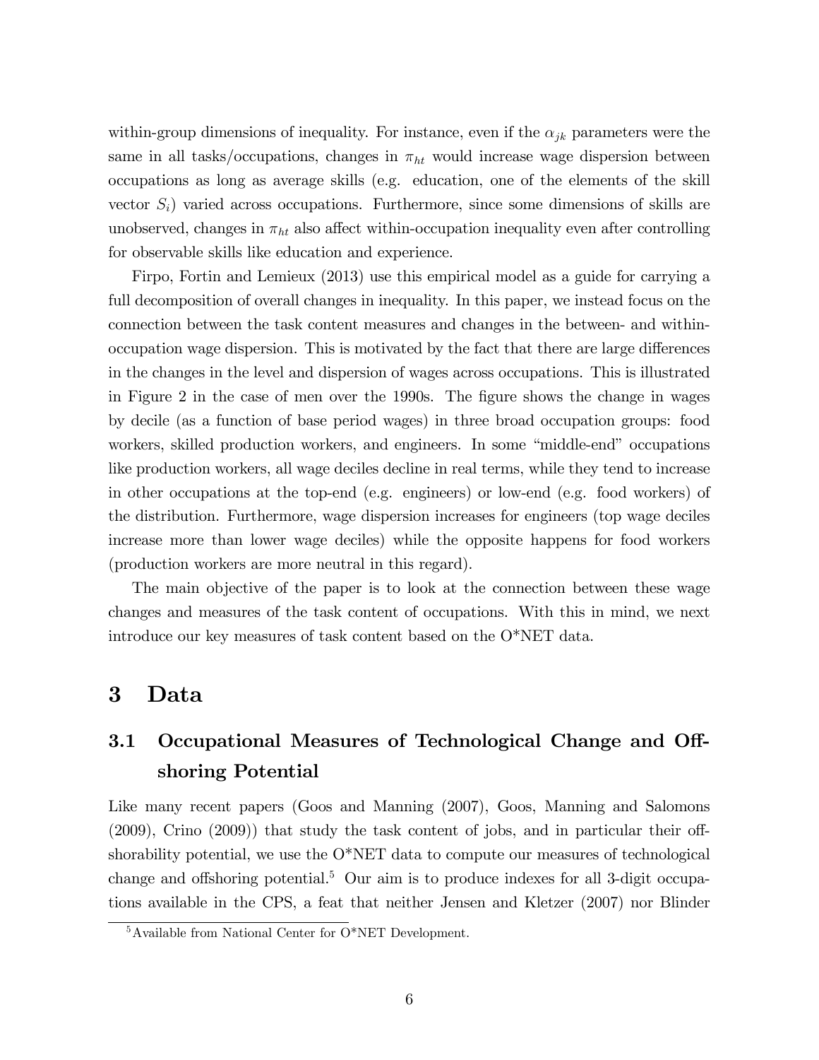within-group dimensions of inequality. For instance, even if the $\alpha_{jk}$ parameters were the same in all tasks/occupations, changes in $\pi_{ht}$ would increase wage dispersion between occupations as long as average skills (e.g. education, one of the elements of the skill vector $S_i$) varied across occupations. Furthermore, since some dimensions of skills are unobserved, changes in $\pi_{ht}$ also affect within-occupation inequality even after controlling for observable skills like education and experience.

Firpo, Fortin and Lemieux (2013) use this empirical model as a guide for carrying a full decomposition of overall changes in inequality. In this paper, we instead focus on the connection between the task content measures and changes in the between- and within-occupation wage dispersion. This is motivated by the fact that there are large differences in the changes in the level and dispersion of wages across occupations. This is illustrated in Figure 2 in the case of men over the 1990s. The figure shows the change in wages by decile (as a function of base period wages) in three broad occupation groups: food workers, skilled production workers, and engineers. In some "middle-end" occupations like production workers, all wage deciles decline in real terms, while they tend to increase in other occupations at the top-end (e.g. engineers) or low-end (e.g. food workers) of the distribution. Furthermore, wage dispersion increases for engineers (top wage deciles increase more than lower wage deciles) while the opposite happens for food workers (production workers are more neutral in this regard).

The main objective of the paper is to look at the connection between these wage changes and measures of the task content of occupations. With this in mind, we next introduce our key measures of task content based on the O*NET data.

# 3 Data

## 3.1 Occupational Measures of Technological Change and Offshoring Potential

Like many recent papers (Goos and Manning (2007), Goos, Manning and Salomons (2009), Crino (2009)) that study the task content of jobs, and in particular their offshorability potential, we use the O*NET data to compute our measures of technological change and offshoring potential.[5] Our aim is to produce indexes for all 3-digit occupations available in the CPS, a feat that neither Jensen and Kletzer (2007) nor Blinder

[5] Available from National Center for O*NET Development.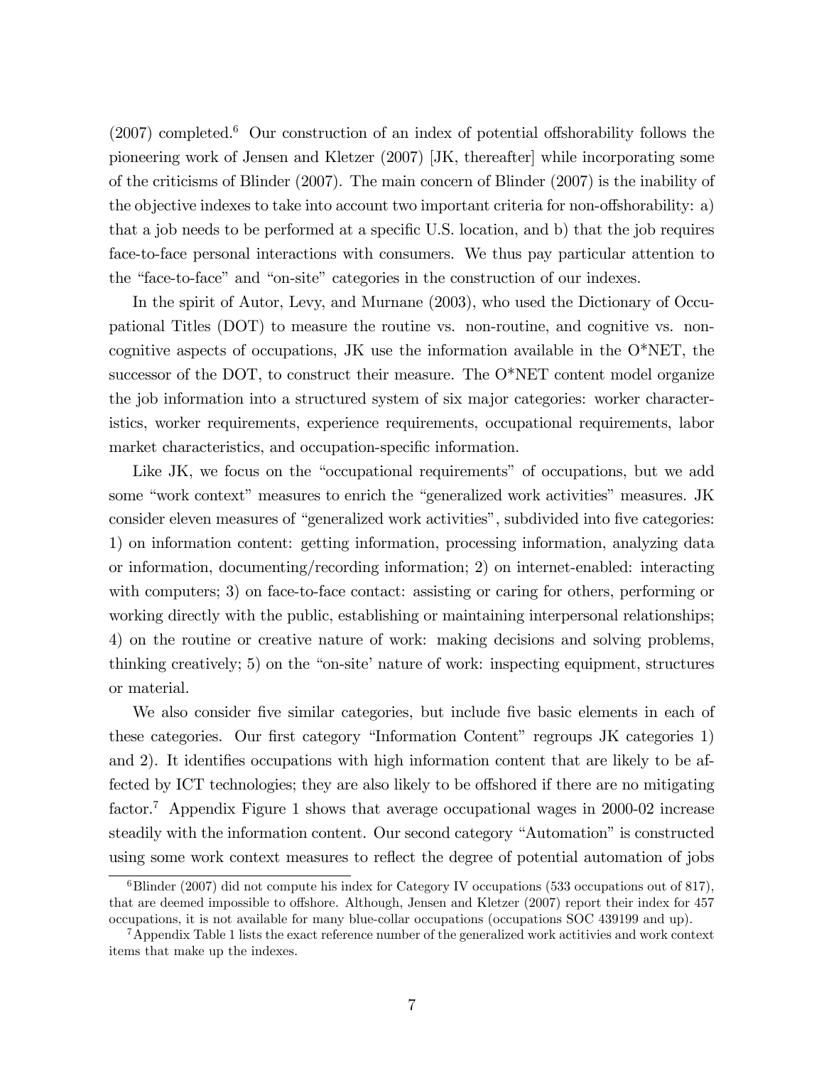(2007) completed.[6] Our construction of an index of potential offshorability follows the pioneering work of Jensen and Kletzer (2007) [JK, thereafter] while incorporating some of the criticisms of Blinder (2007). The main concern of Blinder (2007) is the inability of the objective indexes to take into account two important criteria for non-offshorability: a) that a job needs to be performed at a specific U.S. location, and b) that the job requires face-to-face personal interactions with consumers. We thus pay particular attention to the "face-to-face" and "on-site" categories in the construction of our indexes.

In the spirit of Autor, Levy, and Murnane (2003), who used the Dictionary of Occupational Titles (DOT) to measure the routine vs. non-routine, and cognitive vs. non-cognitive aspects of occupations, JK use the information available in the O*NET, the successor of the DOT, to construct their measure. The O*NET content model organize the job information into a structured system of six major categories: worker characteristics, worker requirements, experience requirements, occupational requirements, labor market characteristics, and occupation-specific information.

Like JK, we focus on the "occupational requirements" of occupations, but we add some "work context" measures to enrich the "generalized work activities" measures. JK consider eleven measures of "generalized work activities", subdivided into five categories: 1) on information content: getting information, processing information, analyzing data or information, documenting/recording information; 2) on internet-enabled: interacting with computers; 3) on face-to-face contact: assisting or caring for others, performing or working directly with the public, establishing or maintaining interpersonal relationships; 4) on the routine or creative nature of work: making decisions and solving problems, thinking creatively; 5) on the "on-site' nature of work: inspecting equipment, structures or material.

We also consider five similar categories, but include five basic elements in each of these categories. Our first category "Information Content" regroups JK categories 1) and 2). It identifies occupations with high information content that are likely to be affected by ICT technologies; they are also likely to be offshored if there are no mitigating factor.[7] Appendix Figure 1 shows that average occupational wages in 2000-02 increase steadily with the information content. Our second category "Automation" is constructed using some work context measures to reflect the degree of potential automation of jobs

[6] Blinder (2007) did not compute his index for Category IV occupations (533 occupations out of 817), that are deemed impossible to offshore. Although, Jensen and Kletzer (2007) report their index for 457 occupations, it is not available for many blue-collar occupations (occupations SOC 439199 and up).

[7] Appendix Table 1 lists the exact reference number of the generalized work actitivies and work context items that make up the indexes.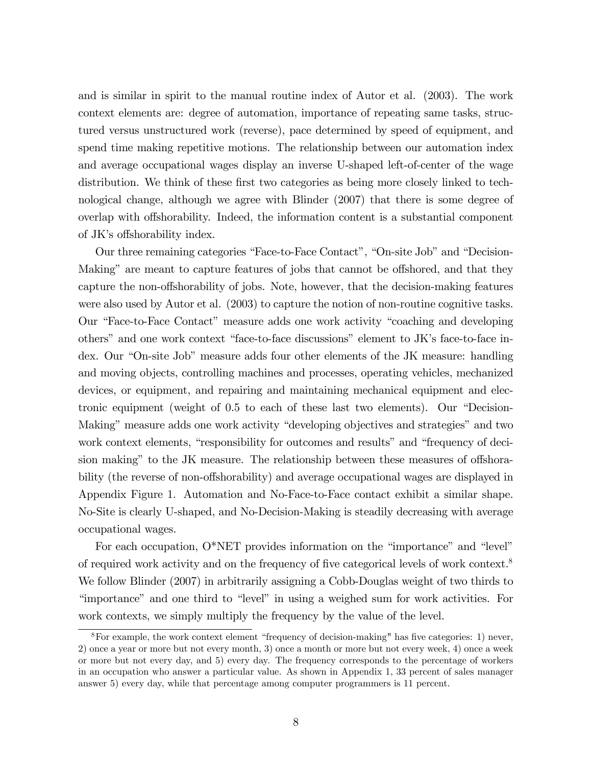and is similar in spirit to the manual routine index of Autor et al. (2003). The work context elements are: degree of automation, importance of repeating same tasks, structured versus unstructured work (reverse), pace determined by speed of equipment, and spend time making repetitive motions. The relationship between our automation index and average occupational wages display an inverse U-shaped left-of-center of the wage distribution. We think of these first two categories as being more closely linked to technological change, although we agree with Blinder (2007) that there is some degree of overlap with offshorability. Indeed, the information content is a substantial component of JK's offshorability index.

Our three remaining categories "Face-to-Face Contact", "On-site Job" and "Decision-Making" are meant to capture features of jobs that cannot be offshored, and that they capture the non-offshorability of jobs. Note, however, that the decision-making features were also used by Autor et al. (2003) to capture the notion of non-routine cognitive tasks. Our "Face-to-Face Contact" measure adds one work activity "coaching and developing others" and one work context "face-to-face discussions" element to JK's face-to-face index. Our "On-site Job" measure adds four other elements of the JK measure: handling and moving objects, controlling machines and processes, operating vehicles, mechanized devices, or equipment, and repairing and maintaining mechanical equipment and electronic equipment (weight of 0.5 to each of these last two elements). Our "Decision-Making" measure adds one work activity "developing objectives and strategies" and two work context elements, "responsibility for outcomes and results" and "frequency of decision making" to the JK measure. The relationship between these measures of offshorability (the reverse of non-offshorability) and average occupational wages are displayed in Appendix Figure 1. Automation and No-Face-to-Face contact exhibit a similar shape. No-Site is clearly U-shaped, and No-Decision-Making is steadily decreasing with average occupational wages.

For each occupation, O*NET provides information on the "importance" and "level" of required work activity and on the frequency of five categorical levels of work context.[8] We follow Blinder (2007) in arbitrarily assigning a Cobb-Douglas weight of two thirds to "importance" and one third to "level" in using a weighed sum for work activities. For work contexts, we simply multiply the frequency by the value of the level.

[8] For example, the work context element "frequency of decision-making" has five categories: 1) never, 2) once a year or more but not every month, 3) once a month or more but not every week, 4) once a week or more but not every day, and 5) every day. The frequency corresponds to the percentage of workers in an occupation who answer a particular value. As shown in Appendix 1, 33 percent of sales manager answer 5) every day, while that percentage among computer programmers is 11 percent.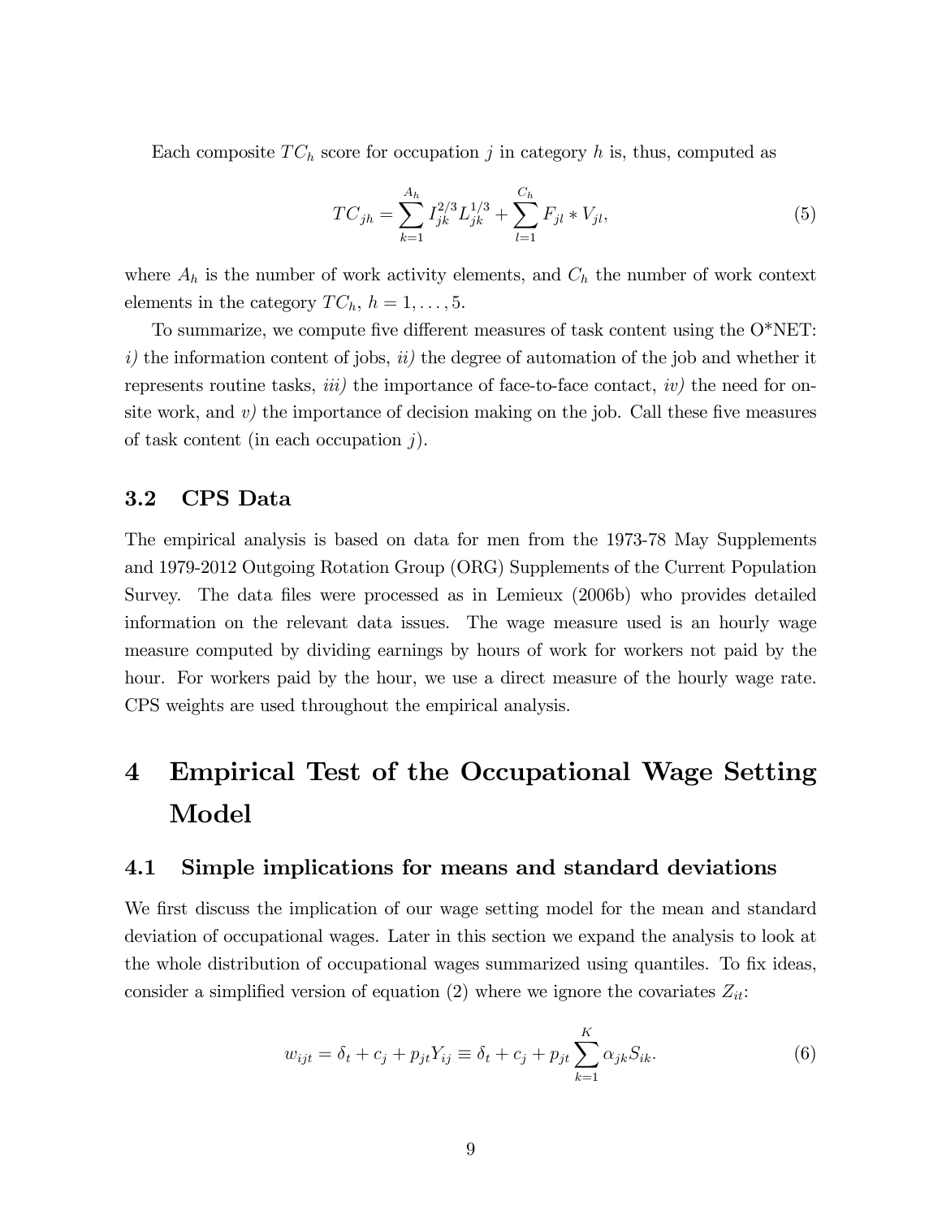Each composite $TC_h$ score for occupation $j$ in category $h$ is, thus, computed as

$$TC_{jh} = \sum_{k=1}^{A_h} I_{jk}^{2/3} L_{jk}^{1/3} + \sum_{l=1}^{C_h} F_{jl} * V_{jl}, \tag{5}$$

where $A_h$ is the number of work activity elements, and $C_h$ the number of work context elements in the category $TC_h$, $h = 1, \ldots, 5$.

To summarize, we compute five different measures of task content using the O*NET: *i)* the information content of jobs, *ii)* the degree of automation of the job and whether it represents routine tasks, *iii)* the importance of face-to-face contact, *iv)* the need for on-site work, and *v)* the importance of decision making on the job. Call these five measures of task content (in each occupation $j$).

## 3.2 CPS Data

The empirical analysis is based on data for men from the 1973-78 May Supplements and 1979-2012 Outgoing Rotation Group (ORG) Supplements of the Current Population Survey. The data files were processed as in Lemieux (2006b) who provides detailed information on the relevant data issues. The wage measure used is an hourly wage measure computed by dividing earnings by hours of work for workers not paid by the hour. For workers paid by the hour, we use a direct measure of the hourly wage rate. CPS weights are used throughout the empirical analysis.

# 4 Empirical Test of the Occupational Wage Setting Model

## 4.1 Simple implications for means and standard deviations

We first discuss the implication of our wage setting model for the mean and standard deviation of occupational wages. Later in this section we expand the analysis to look at the whole distribution of occupational wages summarized using quantiles. To fix ideas, consider a simplified version of equation (2) where we ignore the covariates $Z_{it}$:

$$w_{ijt} = \delta_t + c_j + p_{jt} Y_{ij} \equiv \delta_t + c_j + p_{jt} \sum_{k=1}^{K} \alpha_{jk} S_{ik}. \tag{6}$$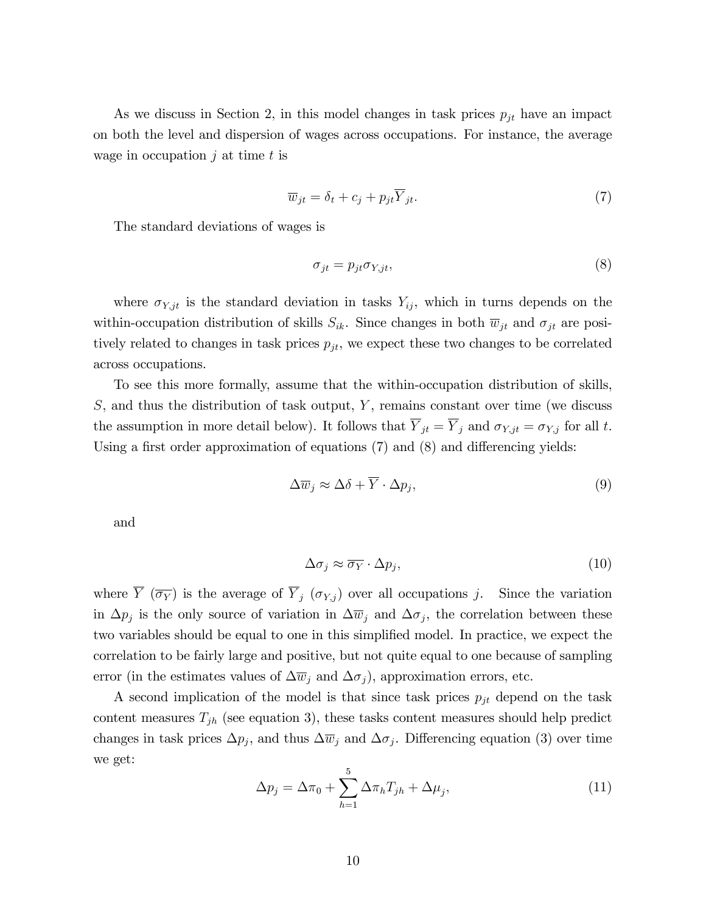As we discuss in Section 2, in this model changes in task prices $p_{jt}$ have an impact on both the level and dispersion of wages across occupations. For instance, the average wage in occupation $j$ at time $t$ is

$$\overline{w}_{jt} = \delta_t + c_j + p_{jt}\overline{Y}_{jt}. \tag{7}$$

The standard deviations of wages is

$$\sigma_{jt} = p_{jt}\sigma_{Y,jt}, \tag{8}$$

where $\sigma_{Y,jt}$ is the standard deviation in tasks $Y_{ij}$, which in turns depends on the within-occupation distribution of skills $S_{ik}$. Since changes in both $\overline{w}_{jt}$ and $\sigma_{jt}$ are positively related to changes in task prices $p_{jt}$, we expect these two changes to be correlated across occupations.

To see this more formally, assume that the within-occupation distribution of skills, $S$, and thus the distribution of task output, $Y$, remains constant over time (we discuss the assumption in more detail below). It follows that $\overline{Y}_{jt} = \overline{Y}_j$ and $\sigma_{Y,jt} = \sigma_{Y,j}$ for all $t$. Using a first order approximation of equations (7) and (8) and differencing yields:

$$\Delta\overline{w}_j \approx \Delta\delta + \overline{Y} \cdot \Delta p_j, \tag{9}$$

and

$$\Delta\sigma_j \approx \overline{\sigma_Y} \cdot \Delta p_j, \tag{10}$$

where $\overline{Y}$ ($\overline{\sigma_Y}$) is the average of $\overline{Y}_j$ ($\sigma_{Y,j}$) over all occupations $j$. Since the variation in $\Delta p_j$ is the only source of variation in $\Delta\overline{w}_j$ and $\Delta\sigma_j$, the correlation between these two variables should be equal to one in this simplified model. In practice, we expect the correlation to be fairly large and positive, but not quite equal to one because of sampling error (in the estimates values of $\Delta\overline{w}_j$ and $\Delta\sigma_j$), approximation errors, etc.

A second implication of the model is that since task prices $p_{jt}$ depend on the task content measures $T_{jh}$ (see equation 3), these tasks content measures should help predict changes in task prices $\Delta p_j$, and thus $\Delta\overline{w}_j$ and $\Delta\sigma_j$. Differencing equation (3) over time we get:

$$\Delta p_j = \Delta\pi_0 + \sum_{h=1}^{5} \Delta\pi_h T_{jh} + \Delta\mu_j, \tag{11}$$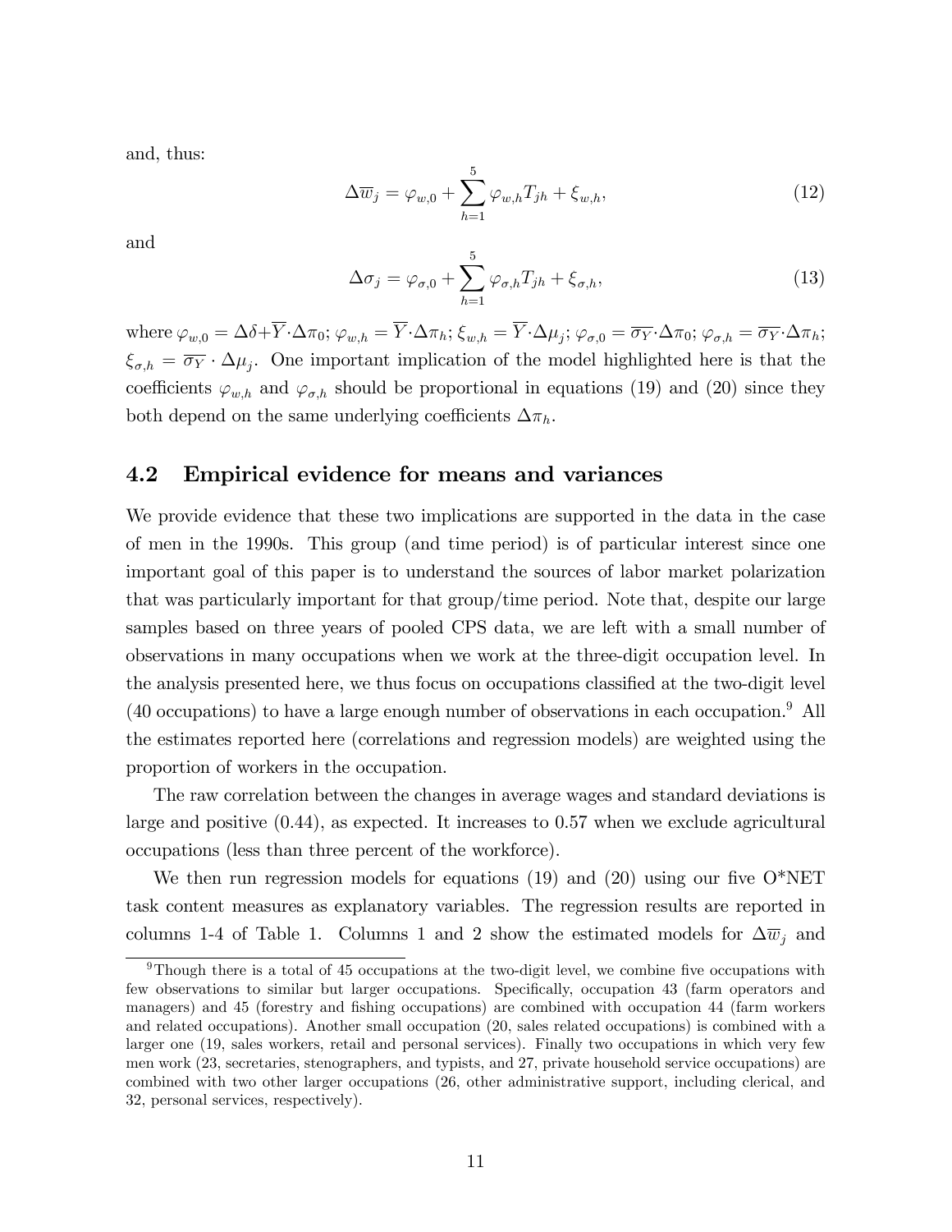and, thus:

$$\Delta \overline{w}_j = \varphi_{w,0} + \sum_{h=1}^{5} \varphi_{w,h} T_{jh} + \xi_{w,h}, \tag{12}$$

and

$$\Delta \sigma_j = \varphi_{\sigma,0} + \sum_{h=1}^{5} \varphi_{\sigma,h} T_{jh} + \xi_{\sigma,h}, \tag{13}$$

where $\varphi_{w,0} = \Delta\delta + \overline{Y} \cdot \Delta\pi_0$; $\varphi_{w,h} = \overline{Y} \cdot \Delta\pi_h$; $\xi_{w,h} = \overline{Y} \cdot \Delta\mu_j$; $\varphi_{\sigma,0} = \overline{\sigma_Y} \cdot \Delta\pi_0$; $\varphi_{\sigma,h} = \overline{\sigma_Y} \cdot \Delta\pi_h$; $\xi_{\sigma,h} = \overline{\sigma_Y} \cdot \Delta\mu_j$. One important implication of the model highlighted here is that the coefficients $\varphi_{w,h}$ and $\varphi_{\sigma,h}$ should be proportional in equations (19) and (20) since they both depend on the same underlying coefficients $\Delta\pi_h$.

## 4.2 Empirical evidence for means and variances

We provide evidence that these two implications are supported in the data in the case of men in the 1990s. This group (and time period) is of particular interest since one important goal of this paper is to understand the sources of labor market polarization that was particularly important for that group/time period. Note that, despite our large samples based on three years of pooled CPS data, we are left with a small number of observations in many occupations when we work at the three-digit occupation level. In the analysis presented here, we thus focus on occupations classified at the two-digit level (40 occupations) to have a large enough number of observations in each occupation.[9] All the estimates reported here (correlations and regression models) are weighted using the proportion of workers in the occupation.

The raw correlation between the changes in average wages and standard deviations is large and positive (0.44), as expected. It increases to 0.57 when we exclude agricultural occupations (less than three percent of the workforce).

We then run regression models for equations (19) and (20) using our five O*NET task content measures as explanatory variables. The regression results are reported in columns 1-4 of Table 1. Columns 1 and 2 show the estimated models for $\Delta \overline{w}_j$ and

[9] Though there is a total of 45 occupations at the two-digit level, we combine five occupations with few observations to similar but larger occupations. Specifically, occupation 43 (farm operators and managers) and 45 (forestry and fishing occupations) are combined with occupation 44 (farm workers and related occupations). Another small occupation (20, sales related occupations) is combined with a larger one (19, sales workers, retail and personal services). Finally two occupations in which very few men work (23, secretaries, stenographers, and typists, and 27, private household service occupations) are combined with two other larger occupations (26, other administrative support, including clerical, and 32, personal services, respectively).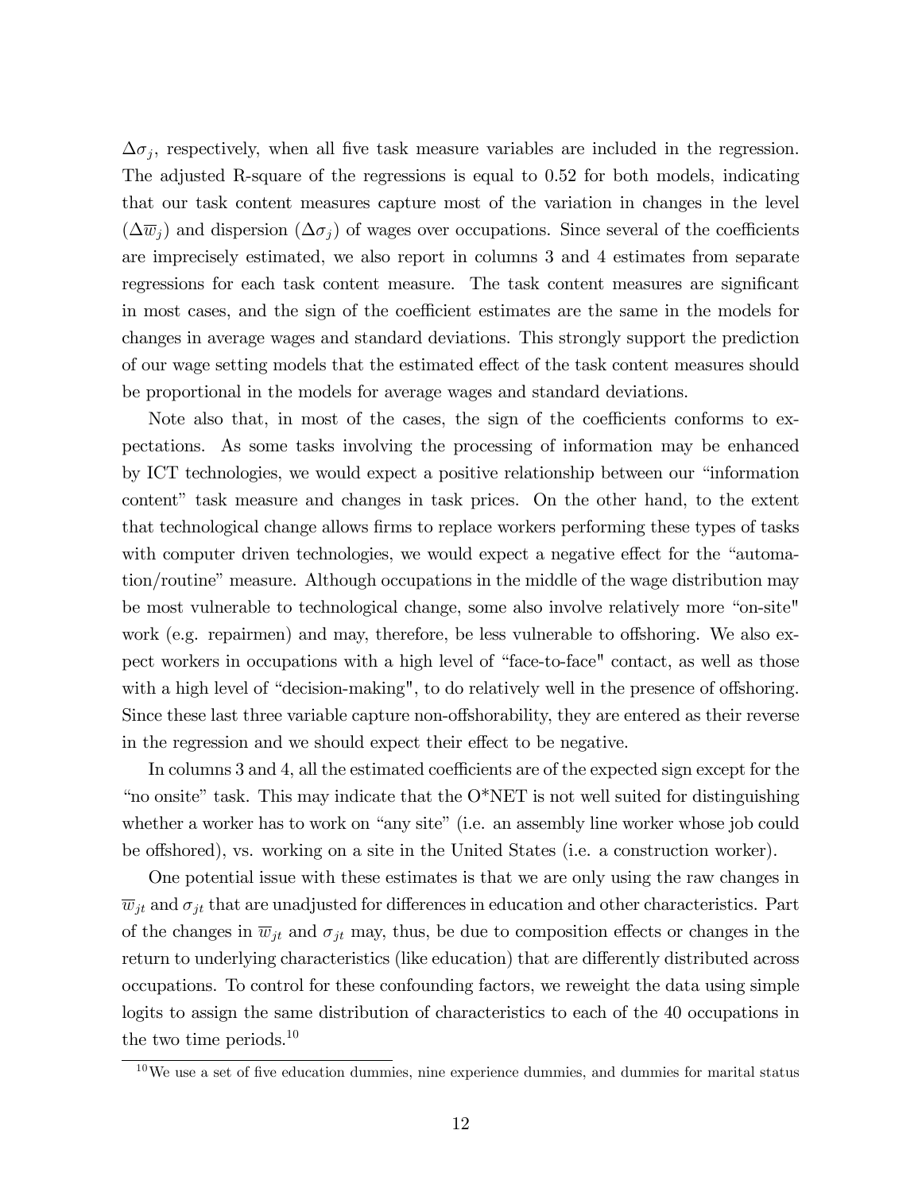$\Delta\sigma_j$, respectively, when all five task measure variables are included in the regression. The adjusted R-square of the regressions is equal to 0.52 for both models, indicating that our task content measures capture most of the variation in changes in the level ($\Delta\overline{w}_j$) and dispersion ($\Delta\sigma_j$) of wages over occupations. Since several of the coefficients are imprecisely estimated, we also report in columns 3 and 4 estimates from separate regressions for each task content measure. The task content measures are significant in most cases, and the sign of the coefficient estimates are the same in the models for changes in average wages and standard deviations. This strongly support the prediction of our wage setting models that the estimated effect of the task content measures should be proportional in the models for average wages and standard deviations.

Note also that, in most of the cases, the sign of the coefficients conforms to expectations. As some tasks involving the processing of information may be enhanced by ICT technologies, we would expect a positive relationship between our "information content" task measure and changes in task prices. On the other hand, to the extent that technological change allows firms to replace workers performing these types of tasks with computer driven technologies, we would expect a negative effect for the "automation/routine" measure. Although occupations in the middle of the wage distribution may be most vulnerable to technological change, some also involve relatively more "on-site" work (e.g. repairmen) and may, therefore, be less vulnerable to offshoring. We also expect workers in occupations with a high level of "face-to-face" contact, as well as those with a high level of "decision-making", to do relatively well in the presence of offshoring. Since these last three variable capture non-offshorability, they are entered as their reverse in the regression and we should expect their effect to be negative.

In columns 3 and 4, all the estimated coefficients are of the expected sign except for the "no onsite" task. This may indicate that the O*NET is not well suited for distinguishing whether a worker has to work on "any site" (i.e. an assembly line worker whose job could be offshored), vs. working on a site in the United States (i.e. a construction worker).

One potential issue with these estimates is that we are only using the raw changes in $\overline{w}_{jt}$ and $\sigma_{jt}$ that are unadjusted for differences in education and other characteristics. Part of the changes in $\overline{w}_{jt}$ and $\sigma_{jt}$ may, thus, be due to composition effects or changes in the return to underlying characteristics (like education) that are differently distributed across occupations. To control for these confounding factors, we reweight the data using simple logits to assign the same distribution of characteristics to each of the 40 occupations in the two time periods.[10]

[10] We use a set of five education dummies, nine experience dummies, and dummies for marital status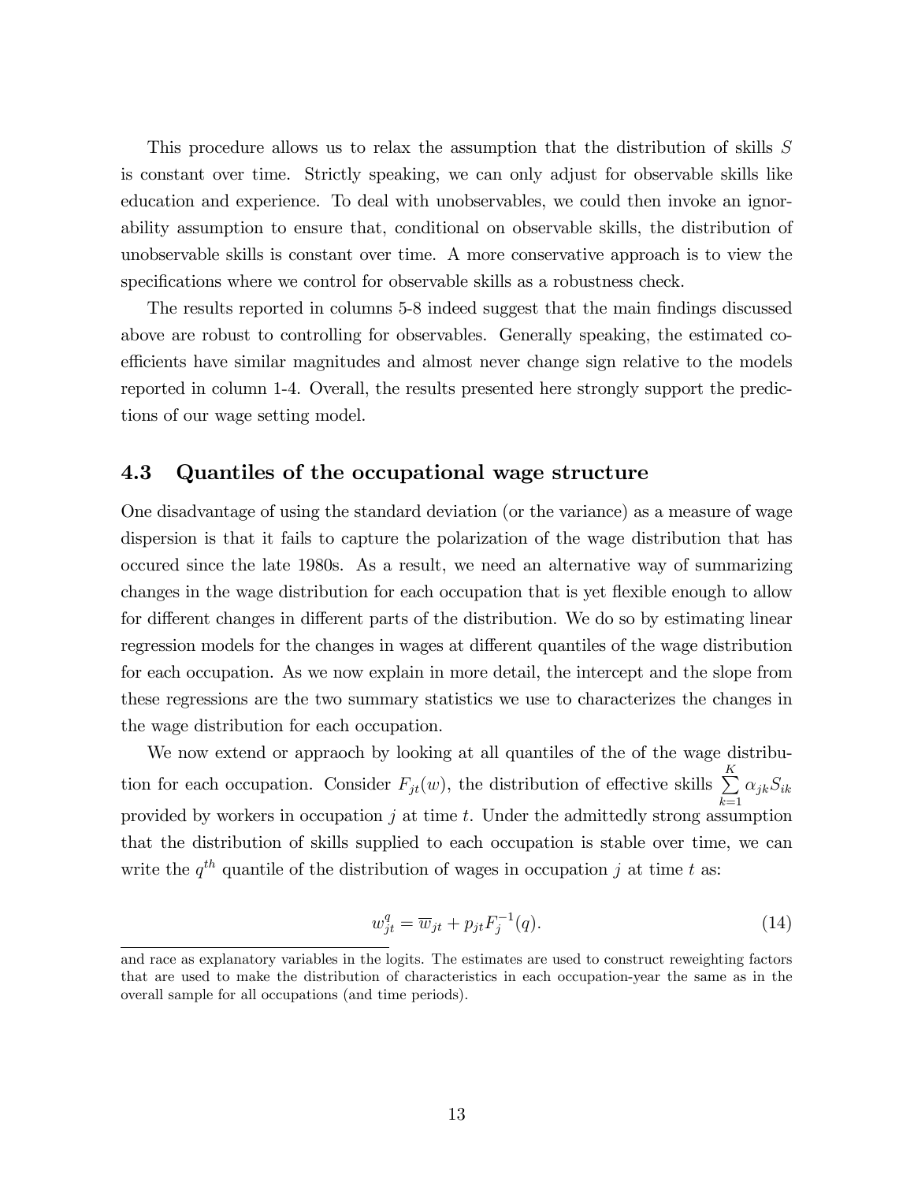This procedure allows us to relax the assumption that the distribution of skills $S$ is constant over time. Strictly speaking, we can only adjust for observable skills like education and experience. To deal with unobservables, we could then invoke an ignorability assumption to ensure that, conditional on observable skills, the distribution of unobservable skills is constant over time. A more conservative approach is to view the specifications where we control for observable skills as a robustness check.

The results reported in columns 5-8 indeed suggest that the main findings discussed above are robust to controlling for observables. Generally speaking, the estimated coefficients have similar magnitudes and almost never change sign relative to the models reported in column 1-4. Overall, the results presented here strongly support the predictions of our wage setting model.

### 4.3 Quantiles of the occupational wage structure

One disadvantage of using the standard deviation (or the variance) as a measure of wage dispersion is that it fails to capture the polarization of the wage distribution that has occured since the late 1980s. As a result, we need an alternative way of summarizing changes in the wage distribution for each occupation that is yet flexible enough to allow for different changes in different parts of the distribution. We do so by estimating linear regression models for the changes in wages at different quantiles of the wage distribution for each occupation. As we now explain in more detail, the intercept and the slope from these regressions are the two summary statistics we use to characterizes the changes in the wage distribution for each occupation.

We now extend or appraoch by looking at all quantiles of the of the wage distribution for each occupation. Consider $F_{jt}(w)$, the distribution of effective skills $\sum_{k=1}^{K} \alpha_{jk} S_{ik}$ provided by workers in occupation $j$ at time $t$. Under the admittedly strong assumption that the distribution of skills supplied to each occupation is stable over time, we can write the $q^{th}$ quantile of the distribution of wages in occupation $j$ at time $t$ as:

$$w_{jt}^{q} = \overline{w}_{jt} + p_{jt} F_{j}^{-1}(q). \tag{14}$$

---

and race as explanatory variables in the logits. The estimates are used to construct reweighting factors that are used to make the distribution of characteristics in each occupation-year the same as in the overall sample for all occupations (and time periods).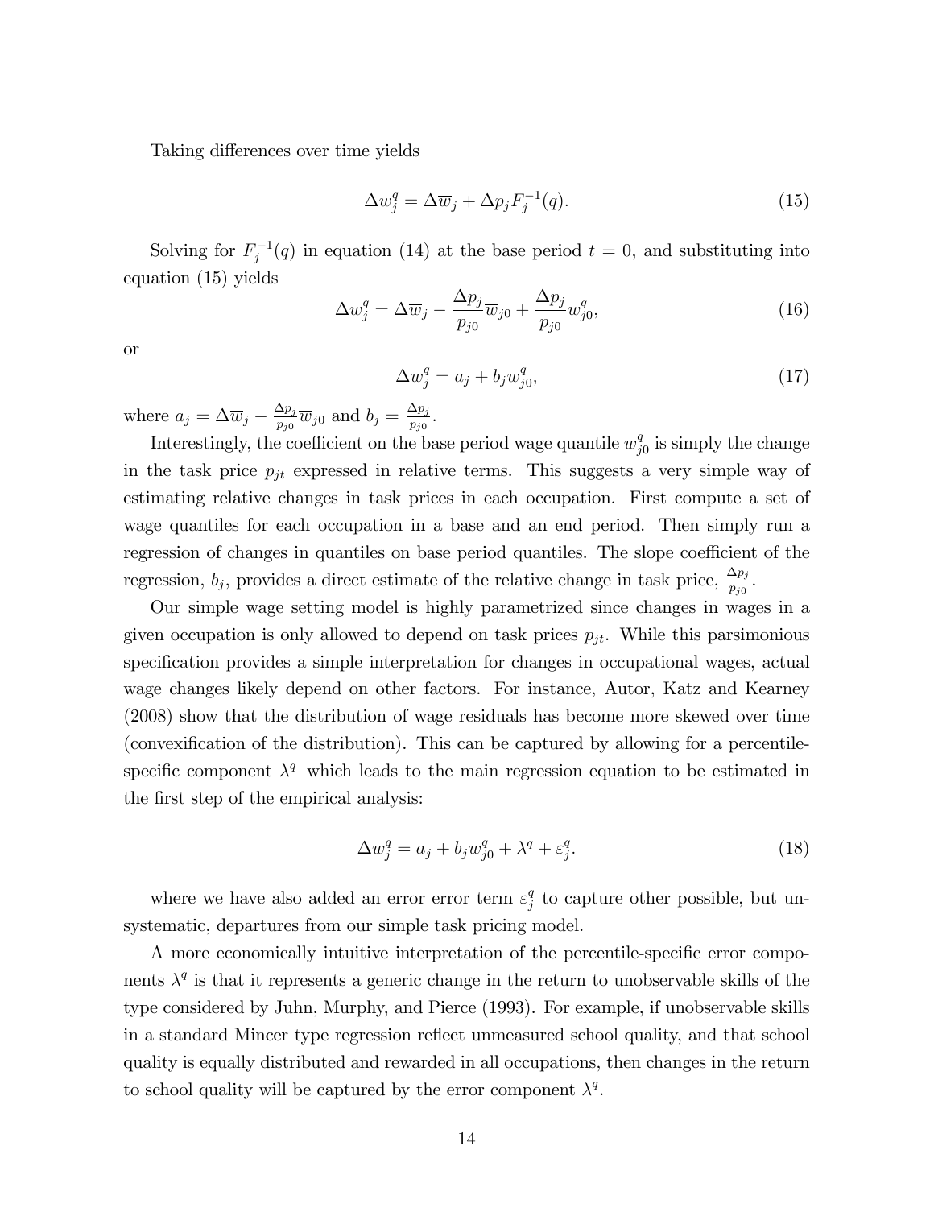Taking differences over time yields

$$\Delta w_j^q = \Delta \overline{w}_j + \Delta p_j F_j^{-1}(q). \tag{15}$$

Solving for $F_j^{-1}(q)$ in equation (14) at the base period $t = 0$, and substituting into equation (15) yields

$$\Delta w_j^q = \Delta \overline{w}_j - \frac{\Delta p_j}{p_{j0}} \overline{w}_{j0} + \frac{\Delta p_j}{p_{j0}} w_{j0}^q, \tag{16}$$

or

$$\Delta w_j^q = a_j + b_j w_{j0}^q, \tag{17}$$

where $a_j = \Delta \overline{w}_j - \frac{\Delta p_j}{p_{j0}} \overline{w}_{j0}$ and $b_j = \frac{\Delta p_j}{p_{j0}}$.

Interestingly, the coefficient on the base period wage quantile $w_{j0}^q$ is simply the change in the task price $p_{jt}$ expressed in relative terms. This suggests a very simple way of estimating relative changes in task prices in each occupation. First compute a set of wage quantiles for each occupation in a base and an end period. Then simply run a regression of changes in quantiles on base period quantiles. The slope coefficient of the regression, $b_j$, provides a direct estimate of the relative change in task price, $\frac{\Delta p_j}{p_{j0}}$.

Our simple wage setting model is highly parametrized since changes in wages in a given occupation is only allowed to depend on task prices $p_{jt}$. While this parsimonious specification provides a simple interpretation for changes in occupational wages, actual wage changes likely depend on other factors. For instance, Autor, Katz and Kearney (2008) show that the distribution of wage residuals has become more skewed over time (convexification of the distribution). This can be captured by allowing for a percentile-specific component $\lambda^q$ which leads to the main regression equation to be estimated in the first step of the empirical analysis:

$$\Delta w_j^q = a_j + b_j w_{j0}^q + \lambda^q + \varepsilon_j^q. \tag{18}$$

where we have also added an error error term $\varepsilon_j^q$ to capture other possible, but unsystematic, departures from our simple task pricing model.

A more economically intuitive interpretation of the percentile-specific error components $\lambda^q$ is that it represents a generic change in the return to unobservable skills of the type considered by Juhn, Murphy, and Pierce (1993). For example, if unobservable skills in a standard Mincer type regression reflect unmeasured school quality, and that school quality is equally distributed and rewarded in all occupations, then changes in the return to school quality will be captured by the error component $\lambda^q$.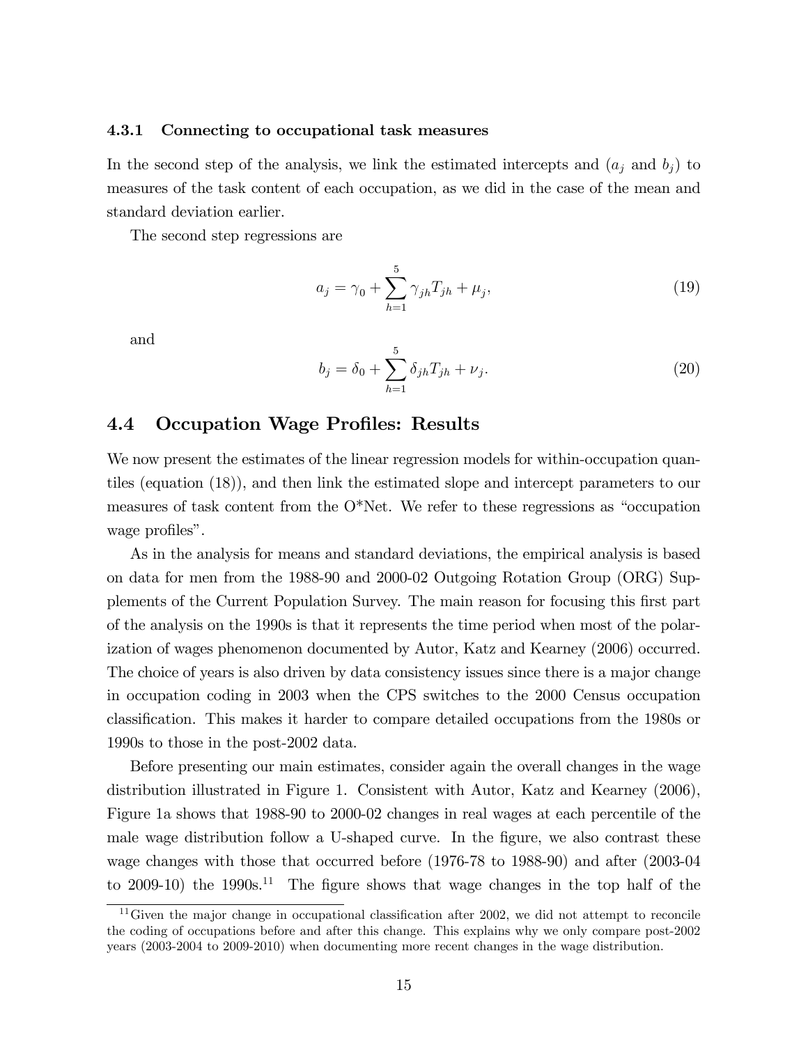### 4.3.1 Connecting to occupational task measures

In the second step of the analysis, we link the estimated intercepts and ($a_j$ and $b_j$) to measures of the task content of each occupation, as we did in the case of the mean and standard deviation earlier.

The second step regressions are

$$a_j = \gamma_0 + \sum_{h=1}^{5} \gamma_{jh} T_{jh} + \mu_j, \tag{19}$$

and

$$b_j = \delta_0 + \sum_{h=1}^{5} \delta_{jh} T_{jh} + \nu_j. \tag{20}$$

## 4.4 Occupation Wage Profiles: Results

We now present the estimates of the linear regression models for within-occupation quantiles (equation (18)), and then link the estimated slope and intercept parameters to our measures of task content from the O*Net. We refer to these regressions as "occupation wage profiles".

As in the analysis for means and standard deviations, the empirical analysis is based on data for men from the 1988-90 and 2000-02 Outgoing Rotation Group (ORG) Supplements of the Current Population Survey. The main reason for focusing this first part of the analysis on the 1990s is that it represents the time period when most of the polarization of wages phenomenon documented by Autor, Katz and Kearney (2006) occurred. The choice of years is also driven by data consistency issues since there is a major change in occupation coding in 2003 when the CPS switches to the 2000 Census occupation classification. This makes it harder to compare detailed occupations from the 1980s or 1990s to those in the post-2002 data.

Before presenting our main estimates, consider again the overall changes in the wage distribution illustrated in Figure 1. Consistent with Autor, Katz and Kearney (2006), Figure 1a shows that 1988-90 to 2000-02 changes in real wages at each percentile of the male wage distribution follow a U-shaped curve. In the figure, we also contrast these wage changes with those that occurred before (1976-78 to 1988-90) and after (2003-04 to 2009-10) the 1990s.[11] The figure shows that wage changes in the top half of the

[11] Given the major change in occupational classification after 2002, we did not attempt to reconcile the coding of occupations before and after this change. This explains why we only compare post-2002 years (2003-2004 to 2009-2010) when documenting more recent changes in the wage distribution.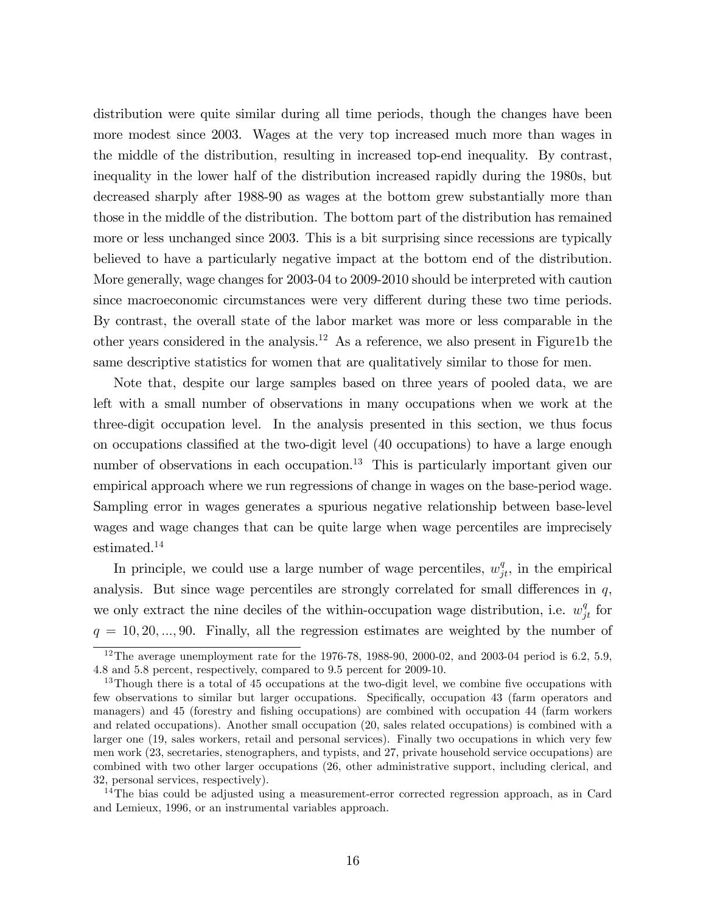distribution were quite similar during all time periods, though the changes have been more modest since 2003. Wages at the very top increased much more than wages in the middle of the distribution, resulting in increased top-end inequality. By contrast, inequality in the lower half of the distribution increased rapidly during the 1980s, but decreased sharply after 1988-90 as wages at the bottom grew substantially more than those in the middle of the distribution. The bottom part of the distribution has remained more or less unchanged since 2003. This is a bit surprising since recessions are typically believed to have a particularly negative impact at the bottom end of the distribution. More generally, wage changes for 2003-04 to 2009-2010 should be interpreted with caution since macroeconomic circumstances were very different during these two time periods. By contrast, the overall state of the labor market was more or less comparable in the other years considered in the analysis.[12] As a reference, we also present in Figure1b the same descriptive statistics for women that are qualitatively similar to those for men.

Note that, despite our large samples based on three years of pooled data, we are left with a small number of observations in many occupations when we work at the three-digit occupation level. In the analysis presented in this section, we thus focus on occupations classified at the two-digit level (40 occupations) to have a large enough number of observations in each occupation.[13] This is particularly important given our empirical approach where we run regressions of change in wages on the base-period wage. Sampling error in wages generates a spurious negative relationship between base-level wages and wage changes that can be quite large when wage percentiles are imprecisely estimated.[14]

In principle, we could use a large number of wage percentiles, $w_{jt}^{q}$, in the empirical analysis. But since wage percentiles are strongly correlated for small differences in $q$, we only extract the nine deciles of the within-occupation wage distribution, i.e. $w_{jt}^{q}$ for $q = 10, 20, ..., 90$. Finally, all the regression estimates are weighted by the number of

[12] The average unemployment rate for the 1976-78, 1988-90, 2000-02, and 2003-04 period is 6.2, 5.9, 4.8 and 5.8 percent, respectively, compared to 9.5 percent for 2009-10.

[13] Though there is a total of 45 occupations at the two-digit level, we combine five occupations with few observations to similar but larger occupations. Specifically, occupation 43 (farm operators and managers) and 45 (forestry and fishing occupations) are combined with occupation 44 (farm workers and related occupations). Another small occupation (20, sales related occupations) is combined with a larger one (19, sales workers, retail and personal services). Finally two occupations in which very few men work (23, secretaries, stenographers, and typists, and 27, private household service occupations) are combined with two other larger occupations (26, other administrative support, including clerical, and 32, personal services, respectively).

[14] The bias could be adjusted using a measurement-error corrected regression approach, as in Card and Lemieux, 1996, or an instrumental variables approach.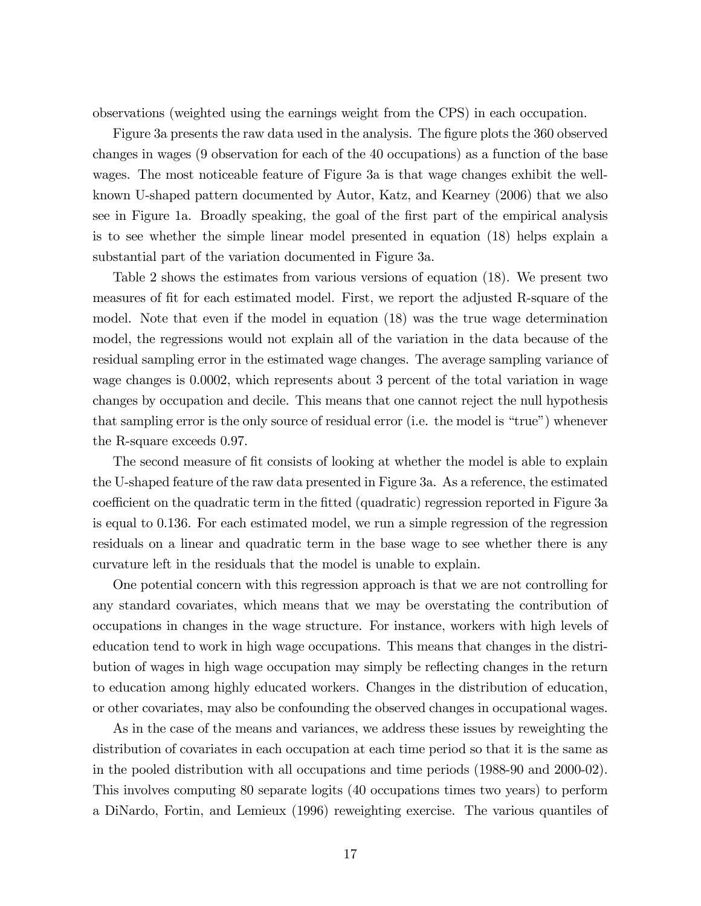observations (weighted using the earnings weight from the CPS) in each occupation.

Figure 3a presents the raw data used in the analysis. The figure plots the 360 observed changes in wages (9 observation for each of the 40 occupations) as a function of the base wages. The most noticeable feature of Figure 3a is that wage changes exhibit the well-known U-shaped pattern documented by Autor, Katz, and Kearney (2006) that we also see in Figure 1a. Broadly speaking, the goal of the first part of the empirical analysis is to see whether the simple linear model presented in equation (18) helps explain a substantial part of the variation documented in Figure 3a.

Table 2 shows the estimates from various versions of equation (18). We present two measures of fit for each estimated model. First, we report the adjusted R-square of the model. Note that even if the model in equation (18) was the true wage determination model, the regressions would not explain all of the variation in the data because of the residual sampling error in the estimated wage changes. The average sampling variance of wage changes is 0.0002, which represents about 3 percent of the total variation in wage changes by occupation and decile. This means that one cannot reject the null hypothesis that sampling error is the only source of residual error (i.e. the model is "true") whenever the R-square exceeds 0.97.

The second measure of fit consists of looking at whether the model is able to explain the U-shaped feature of the raw data presented in Figure 3a. As a reference, the estimated coefficient on the quadratic term in the fitted (quadratic) regression reported in Figure 3a is equal to 0.136. For each estimated model, we run a simple regression of the regression residuals on a linear and quadratic term in the base wage to see whether there is any curvature left in the residuals that the model is unable to explain.

One potential concern with this regression approach is that we are not controlling for any standard covariates, which means that we may be overstating the contribution of occupations in changes in the wage structure. For instance, workers with high levels of education tend to work in high wage occupations. This means that changes in the distribution of wages in high wage occupation may simply be reflecting changes in the return to education among highly educated workers. Changes in the distribution of education, or other covariates, may also be confounding the observed changes in occupational wages.

As in the case of the means and variances, we address these issues by reweighting the distribution of covariates in each occupation at each time period so that it is the same as in the pooled distribution with all occupations and time periods (1988-90 and 2000-02). This involves computing 80 separate logits (40 occupations times two years) to perform a DiNardo, Fortin, and Lemieux (1996) reweighting exercise. The various quantiles of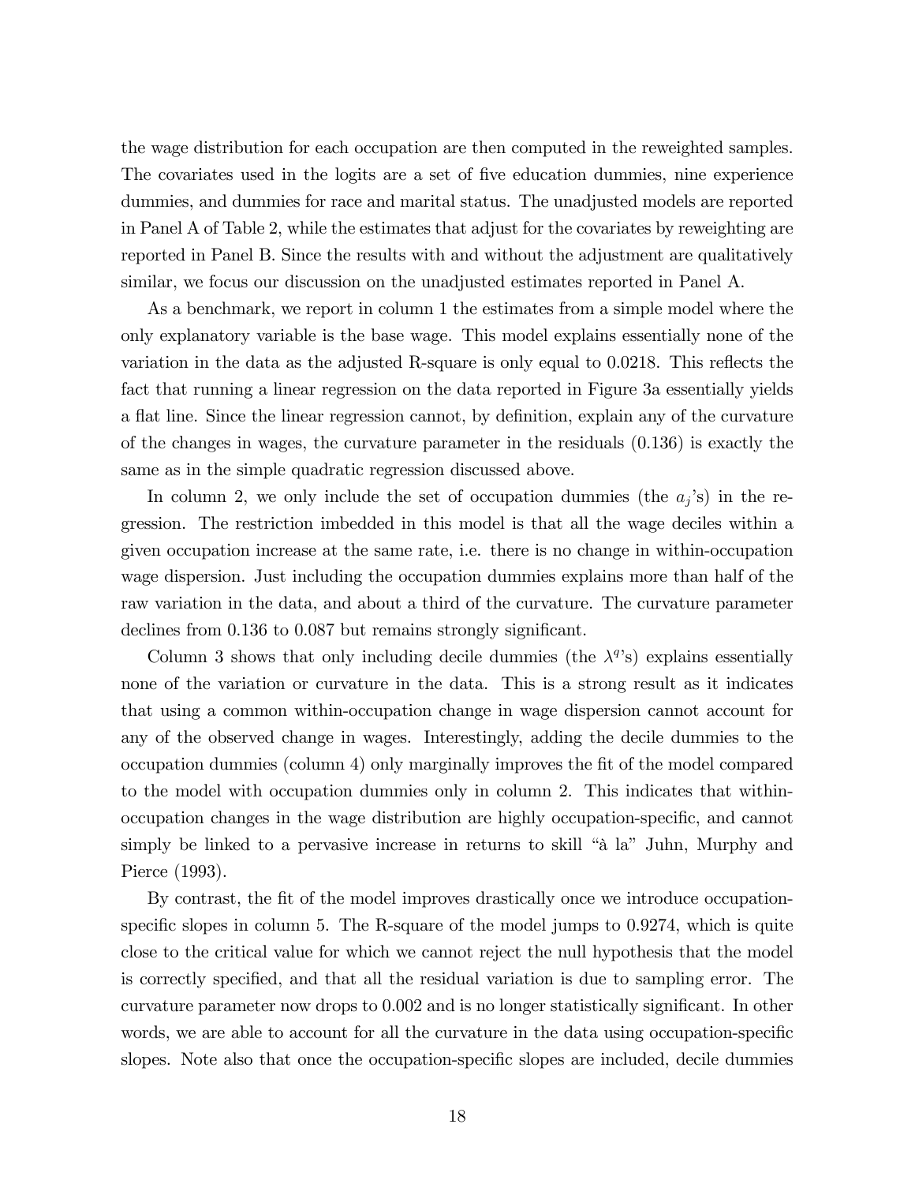the wage distribution for each occupation are then computed in the reweighted samples. The covariates used in the logits are a set of five education dummies, nine experience dummies, and dummies for race and marital status. The unadjusted models are reported in Panel A of Table 2, while the estimates that adjust for the covariates by reweighting are reported in Panel B. Since the results with and without the adjustment are qualitatively similar, we focus our discussion on the unadjusted estimates reported in Panel A.

As a benchmark, we report in column 1 the estimates from a simple model where the only explanatory variable is the base wage. This model explains essentially none of the variation in the data as the adjusted R-square is only equal to 0.0218. This reflects the fact that running a linear regression on the data reported in Figure 3a essentially yields a flat line. Since the linear regression cannot, by definition, explain any of the curvature of the changes in wages, the curvature parameter in the residuals (0.136) is exactly the same as in the simple quadratic regression discussed above.

In column 2, we only include the set of occupation dummies (the $a_j$'s) in the regression. The restriction imbedded in this model is that all the wage deciles within a given occupation increase at the same rate, i.e. there is no change in within-occupation wage dispersion. Just including the occupation dummies explains more than half of the raw variation in the data, and about a third of the curvature. The curvature parameter declines from 0.136 to 0.087 but remains strongly significant.

Column 3 shows that only including decile dummies (the $\lambda^q$'s) explains essentially none of the variation or curvature in the data. This is a strong result as it indicates that using a common within-occupation change in wage dispersion cannot account for any of the observed change in wages. Interestingly, adding the decile dummies to the occupation dummies (column 4) only marginally improves the fit of the model compared to the model with occupation dummies only in column 2. This indicates that within-occupation changes in the wage distribution are highly occupation-specific, and cannot simply be linked to a pervasive increase in returns to skill "à la" Juhn, Murphy and Pierce (1993).

By contrast, the fit of the model improves drastically once we introduce occupation-specific slopes in column 5. The R-square of the model jumps to 0.9274, which is quite close to the critical value for which we cannot reject the null hypothesis that the model is correctly specified, and that all the residual variation is due to sampling error. The curvature parameter now drops to 0.002 and is no longer statistically significant. In other words, we are able to account for all the curvature in the data using occupation-specific slopes. Note also that once the occupation-specific slopes are included, decile dummies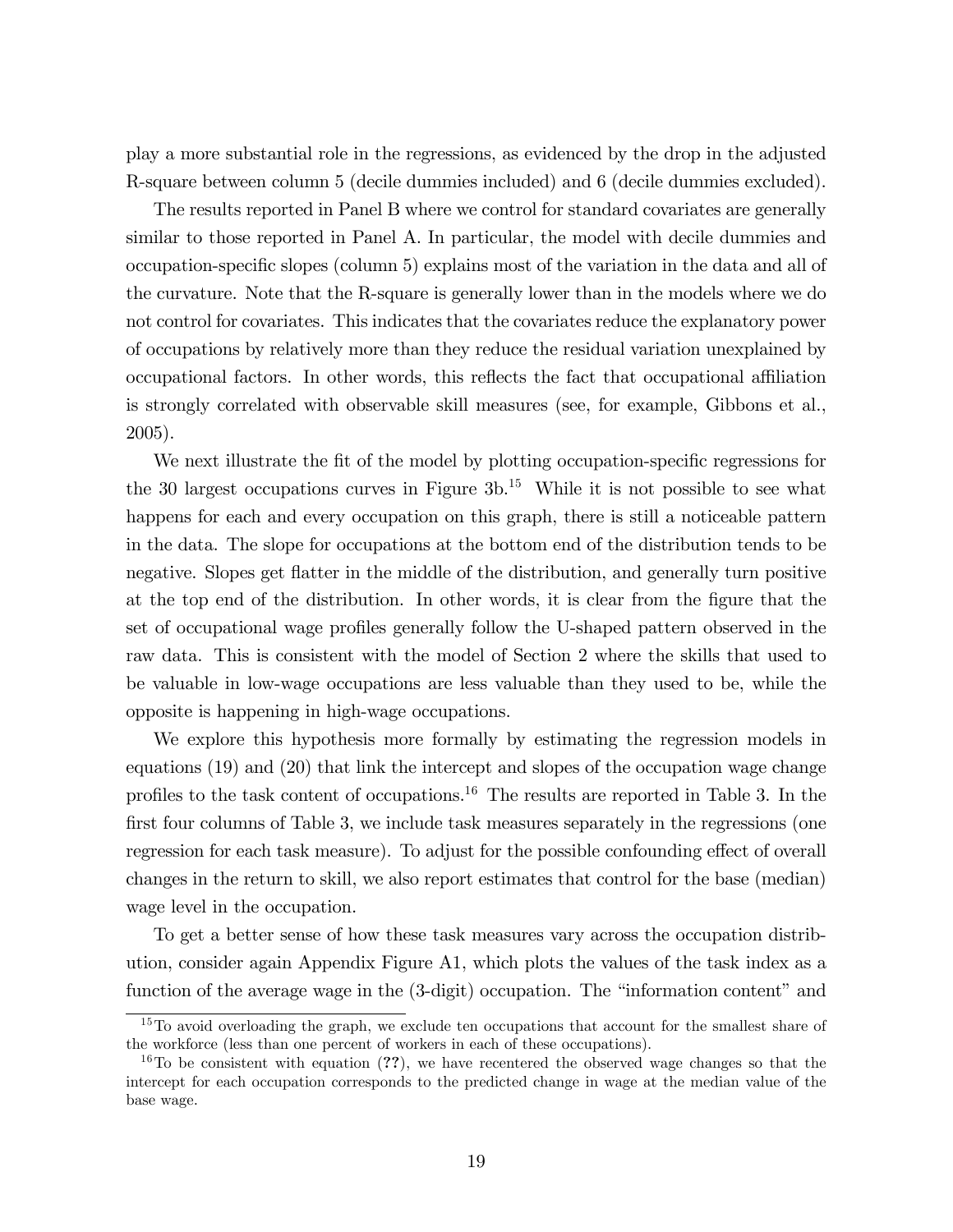play a more substantial role in the regressions, as evidenced by the drop in the adjusted R-square between column 5 (decile dummies included) and 6 (decile dummies excluded).

The results reported in Panel B where we control for standard covariates are generally similar to those reported in Panel A. In particular, the model with decile dummies and occupation-specific slopes (column 5) explains most of the variation in the data and all of the curvature. Note that the R-square is generally lower than in the models where we do not control for covariates. This indicates that the covariates reduce the explanatory power of occupations by relatively more than they reduce the residual variation unexplained by occupational factors. In other words, this reflects the fact that occupational affiliation is strongly correlated with observable skill measures (see, for example, Gibbons et al., 2005).

We next illustrate the fit of the model by plotting occupation-specific regressions for the 30 largest occupations curves in Figure 3b.[15] While it is not possible to see what happens for each and every occupation on this graph, there is still a noticeable pattern in the data. The slope for occupations at the bottom end of the distribution tends to be negative. Slopes get flatter in the middle of the distribution, and generally turn positive at the top end of the distribution. In other words, it is clear from the figure that the set of occupational wage profiles generally follow the U-shaped pattern observed in the raw data. This is consistent with the model of Section 2 where the skills that used to be valuable in low-wage occupations are less valuable than they used to be, while the opposite is happening in high-wage occupations.

We explore this hypothesis more formally by estimating the regression models in equations (19) and (20) that link the intercept and slopes of the occupation wage change profiles to the task content of occupations.[16] The results are reported in Table 3. In the first four columns of Table 3, we include task measures separately in the regressions (one regression for each task measure). To adjust for the possible confounding effect of overall changes in the return to skill, we also report estimates that control for the base (median) wage level in the occupation.

To get a better sense of how these task measures vary across the occupation distribution, consider again Appendix Figure A1, which plots the values of the task index as a function of the average wage in the (3-digit) occupation. The "information content" and

[15] To avoid overloading the graph, we exclude ten occupations that account for the smallest share of the workforce (less than one percent of workers in each of these occupations).

[16] To be consistent with equation (**??**), we have recentered the observed wage changes so that the intercept for each occupation corresponds to the predicted change in wage at the median value of the base wage.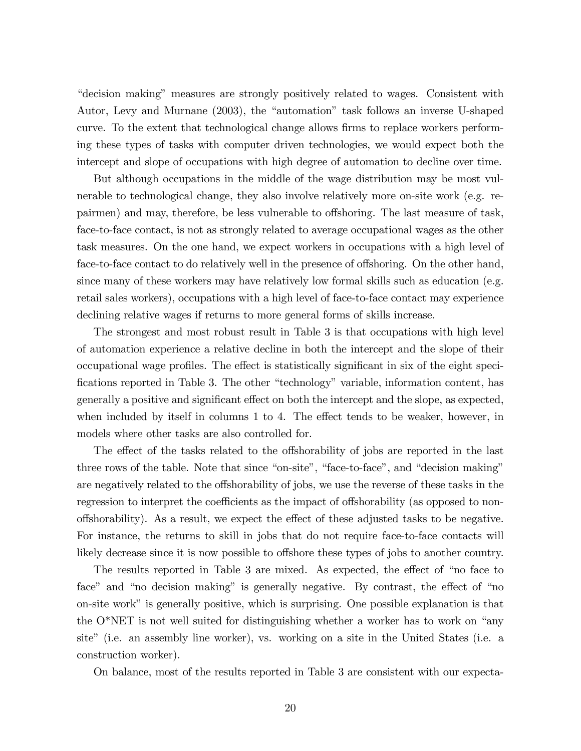"decision making" measures are strongly positively related to wages. Consistent with Autor, Levy and Murnane (2003), the "automation" task follows an inverse U-shaped curve. To the extent that technological change allows firms to replace workers performing these types of tasks with computer driven technologies, we would expect both the intercept and slope of occupations with high degree of automation to decline over time.

But although occupations in the middle of the wage distribution may be most vulnerable to technological change, they also involve relatively more on-site work (e.g. repairmen) and may, therefore, be less vulnerable to offshoring. The last measure of task, face-to-face contact, is not as strongly related to average occupational wages as the other task measures. On the one hand, we expect workers in occupations with a high level of face-to-face contact to do relatively well in the presence of offshoring. On the other hand, since many of these workers may have relatively low formal skills such as education (e.g. retail sales workers), occupations with a high level of face-to-face contact may experience declining relative wages if returns to more general forms of skills increase.

The strongest and most robust result in Table 3 is that occupations with high level of automation experience a relative decline in both the intercept and the slope of their occupational wage profiles. The effect is statistically significant in six of the eight specifications reported in Table 3. The other "technology" variable, information content, has generally a positive and significant effect on both the intercept and the slope, as expected, when included by itself in columns 1 to 4. The effect tends to be weaker, however, in models where other tasks are also controlled for.

The effect of the tasks related to the offshorability of jobs are reported in the last three rows of the table. Note that since "on-site", "face-to-face", and "decision making" are negatively related to the offshorability of jobs, we use the reverse of these tasks in the regression to interpret the coefficients as the impact of offshorability (as opposed to non-offshorability). As a result, we expect the effect of these adjusted tasks to be negative. For instance, the returns to skill in jobs that do not require face-to-face contacts will likely decrease since it is now possible to offshore these types of jobs to another country.

The results reported in Table 3 are mixed. As expected, the effect of "no face to face" and "no decision making" is generally negative. By contrast, the effect of "no on-site work" is generally positive, which is surprising. One possible explanation is that the O*NET is not well suited for distinguishing whether a worker has to work on "any site" (i.e. an assembly line worker), vs. working on a site in the United States (i.e. a construction worker).

On balance, most of the results reported in Table 3 are consistent with our expecta-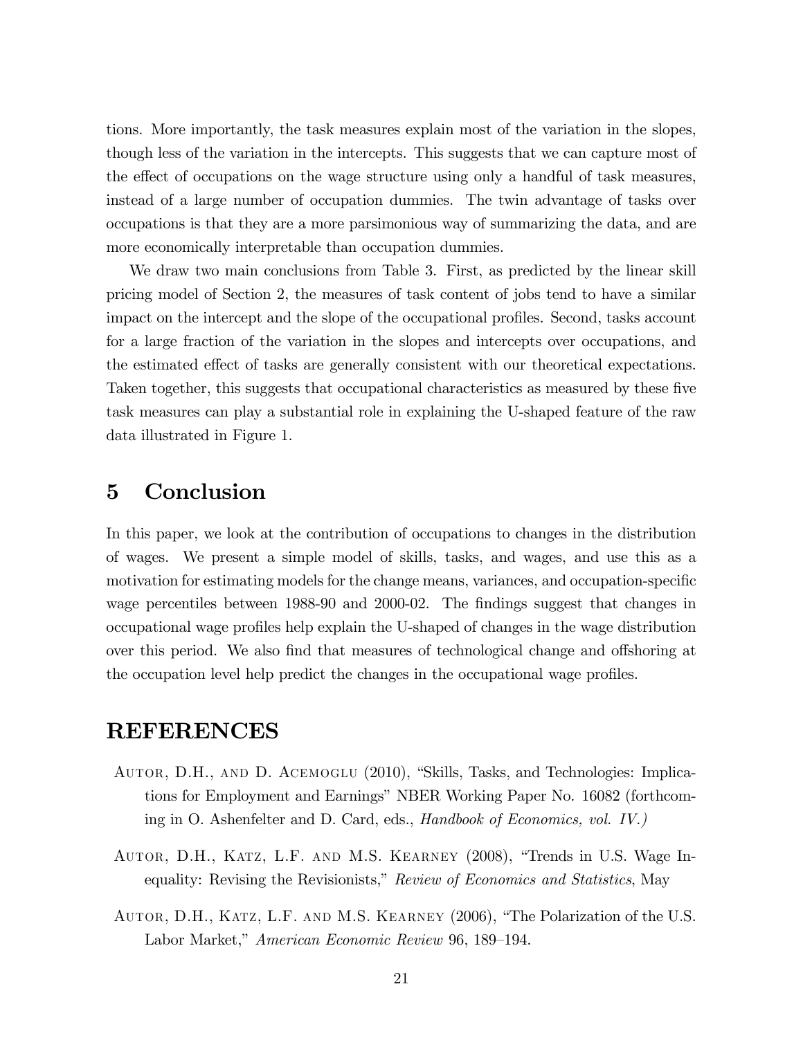tions. More importantly, the task measures explain most of the variation in the slopes, though less of the variation in the intercepts. This suggests that we can capture most of the effect of occupations on the wage structure using only a handful of task measures, instead of a large number of occupation dummies. The twin advantage of tasks over occupations is that they are a more parsimonious way of summarizing the data, and are more economically interpretable than occupation dummies.

We draw two main conclusions from Table 3. First, as predicted by the linear skill pricing model of Section 2, the measures of task content of jobs tend to have a similar impact on the intercept and the slope of the occupational profiles. Second, tasks account for a large fraction of the variation in the slopes and intercepts over occupations, and the estimated effect of tasks are generally consistent with our theoretical expectations. Taken together, this suggests that occupational characteristics as measured by these five task measures can play a substantial role in explaining the U-shaped feature of the raw data illustrated in Figure 1.

# 5 Conclusion

In this paper, we look at the contribution of occupations to changes in the distribution of wages. We present a simple model of skills, tasks, and wages, and use this as a motivation for estimating models for the change means, variances, and occupation-specific wage percentiles between 1988-90 and 2000-02. The findings suggest that changes in occupational wage profiles help explain the U-shaped of changes in the wage distribution over this period. We also find that measures of technological change and offshoring at the occupation level help predict the changes in the occupational wage profiles.

# REFERENCES

Autor, D.H., and D. Acemoglu (2010), "Skills, Tasks, and Technologies: Implications for Employment and Earnings" NBER Working Paper No. 16082 (forthcoming in O. Ashenfelter and D. Card, eds., *Handbook of Economics, vol. IV.)*

Autor, D.H., Katz, L.F. and M.S. Kearney (2008), "Trends in U.S. Wage Inequality: Revising the Revisionists," *Review of Economics and Statistics*, May

Autor, D.H., Katz, L.F. and M.S. Kearney (2006), "The Polarization of the U.S. Labor Market," *American Economic Review* 96, 189–194.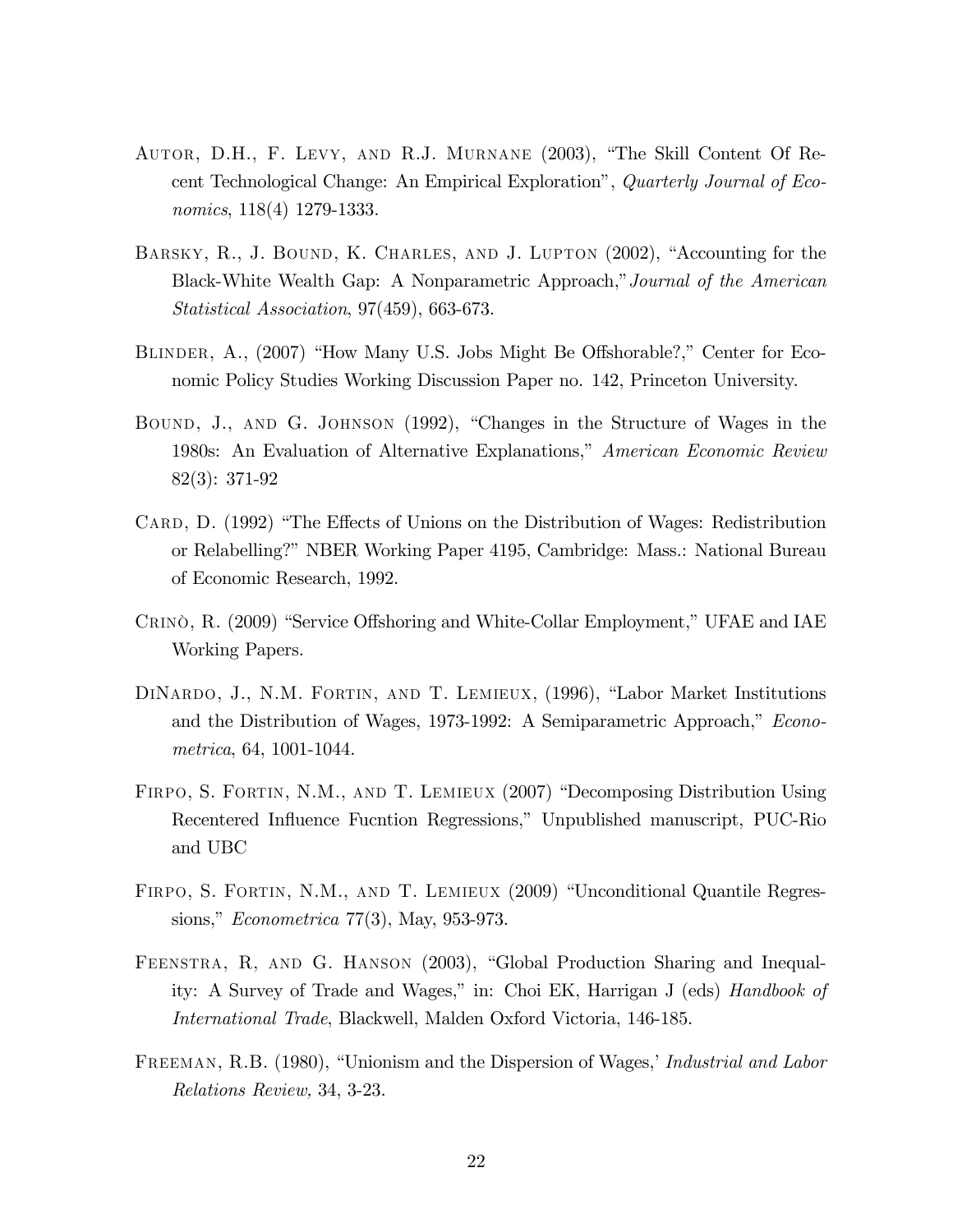Autor, D.H., F. Levy, and R.J. Murnane (2003), "The Skill Content Of Recent Technological Change: An Empirical Exploration", *Quarterly Journal of Economics*, 118(4) 1279-1333.

Barsky, R., J. Bound, K. Charles, and J. Lupton (2002), "Accounting for the Black-White Wealth Gap: A Nonparametric Approach," *Journal of the American Statistical Association*, 97(459), 663-673.

Blinder, A., (2007) "How Many U.S. Jobs Might Be Offshorable?," Center for Economic Policy Studies Working Discussion Paper no. 142, Princeton University.

Bound, J., and G. Johnson (1992), "Changes in the Structure of Wages in the 1980s: An Evaluation of Alternative Explanations," *American Economic Review* 82(3): 371-92

Card, D. (1992) "The Effects of Unions on the Distribution of Wages: Redistribution or Relabelling?" NBER Working Paper 4195, Cambridge: Mass.: National Bureau of Economic Research, 1992.

Crinò, R. (2009) "Service Offshoring and White-Collar Employment," UFAE and IAE Working Papers.

DiNardo, J., N.M. Fortin, and T. Lemieux, (1996), "Labor Market Institutions and the Distribution of Wages, 1973-1992: A Semiparametric Approach," *Econometrica*, 64, 1001-1044.

Firpo, S. Fortin, N.M., and T. Lemieux (2007) "Decomposing Distribution Using Recentered Influence Fucntion Regressions," Unpublished manuscript, PUC-Rio and UBC

Firpo, S. Fortin, N.M., and T. Lemieux (2009) "Unconditional Quantile Regressions," *Econometrica* 77(3), May, 953-973.

Feenstra, R, and G. Hanson (2003), "Global Production Sharing and Inequality: A Survey of Trade and Wages," in: Choi EK, Harrigan J (eds) *Handbook of International Trade*, Blackwell, Malden Oxford Victoria, 146-185.

Freeman, R.B. (1980), "Unionism and the Dispersion of Wages,' *Industrial and Labor Relations Review,* 34, 3-23.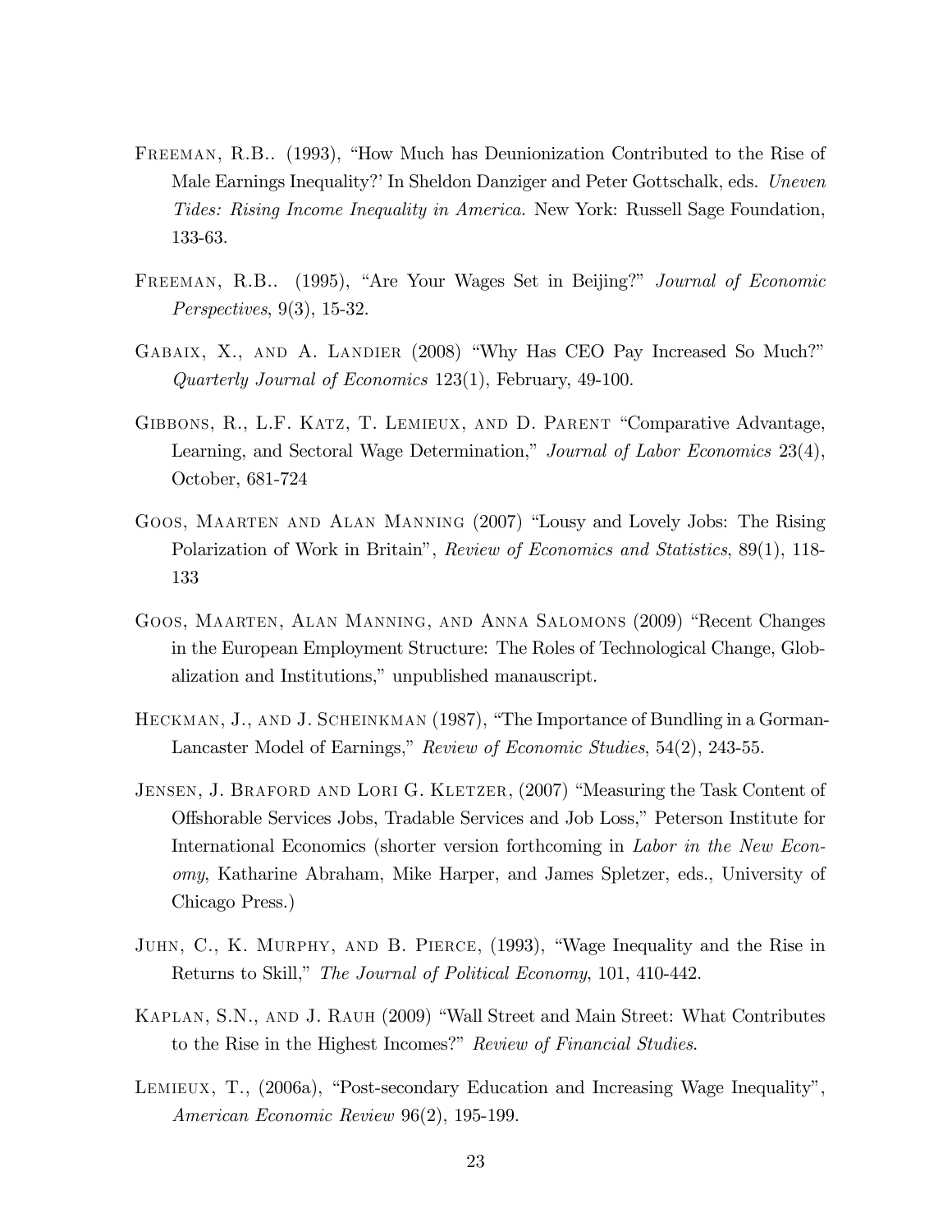Freeman, R.B.. (1993), "How Much has Deunionization Contributed to the Rise of Male Earnings Inequality?' In Sheldon Danziger and Peter Gottschalk, eds. *Uneven Tides: Rising Income Inequality in America.* New York: Russell Sage Foundation, 133-63.

Freeman, R.B.. (1995), "Are Your Wages Set in Beijing?" *Journal of Economic Perspectives*, 9(3), 15-32.

Gabaix, X., and A. Landier (2008) "Why Has CEO Pay Increased So Much?" *Quarterly Journal of Economics* 123(1), February, 49-100.

Gibbons, R., L.F. Katz, T. Lemieux, and D. Parent "Comparative Advantage, Learning, and Sectoral Wage Determination," *Journal of Labor Economics* 23(4), October, 681-724

Goos, Maarten and Alan Manning (2007) "Lousy and Lovely Jobs: The Rising Polarization of Work in Britain", *Review of Economics and Statistics*, 89(1), 118-133

Goos, Maarten, Alan Manning, and Anna Salomons (2009) "Recent Changes in the European Employment Structure: The Roles of Technological Change, Globalization and Institutions," unpublished manauscript.

Heckman, J., and J. Scheinkman (1987), "The Importance of Bundling in a Gorman-Lancaster Model of Earnings," *Review of Economic Studies*, 54(2), 243-55.

Jensen, J. Braford and Lori G. Kletzer, (2007) "Measuring the Task Content of Offshorable Services Jobs, Tradable Services and Job Loss," Peterson Institute for International Economics (shorter version forthcoming in *Labor in the New Economy*, Katharine Abraham, Mike Harper, and James Spletzer, eds., University of Chicago Press.)

Juhn, C., K. Murphy, and B. Pierce, (1993), "Wage Inequality and the Rise in Returns to Skill," *The Journal of Political Economy*, 101, 410-442.

Kaplan, S.N., and J. Rauh (2009) "Wall Street and Main Street: What Contributes to the Rise in the Highest Incomes?" *Review of Financial Studies*.

Lemieux, T., (2006a), "Post-secondary Education and Increasing Wage Inequality", *American Economic Review* 96(2), 195-199.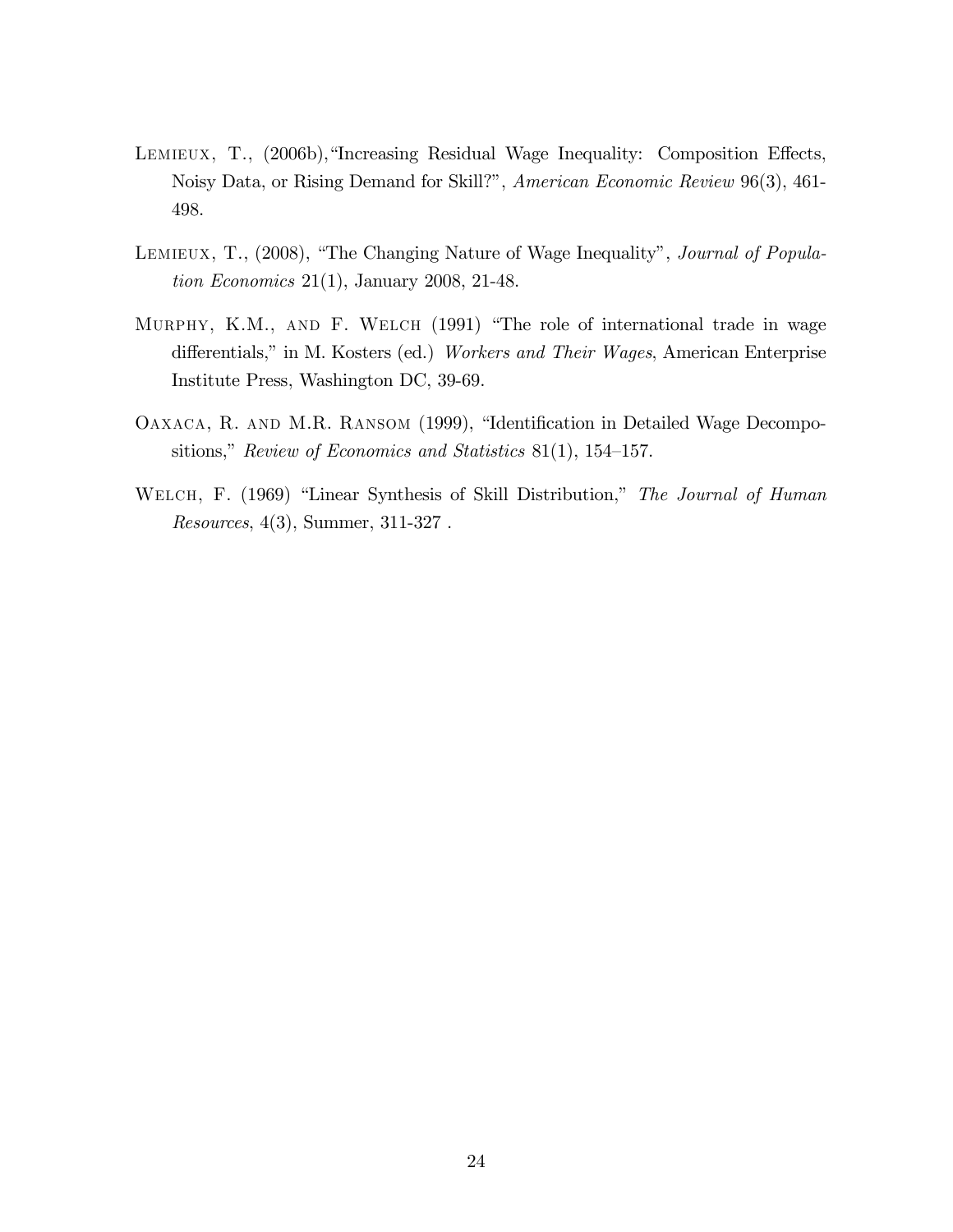Lemieux, T., (2006b), "Increasing Residual Wage Inequality: Composition Effects, Noisy Data, or Rising Demand for Skill?", *American Economic Review* 96(3), 461-498.

Lemieux, T., (2008), "The Changing Nature of Wage Inequality", *Journal of Population Economics* 21(1), January 2008, 21-48.

Murphy, K.M., and F. Welch (1991) "The role of international trade in wage differentials," in M. Kosters (ed.) *Workers and Their Wages*, American Enterprise Institute Press, Washington DC, 39-69.

Oaxaca, R. and M.R. Ransom (1999), "Identification in Detailed Wage Decompositions," *Review of Economics and Statistics* 81(1), 154–157.

Welch, F. (1969) "Linear Synthesis of Skill Distribution," *The Journal of Human Resources*, 4(3), Summer, 311-327 .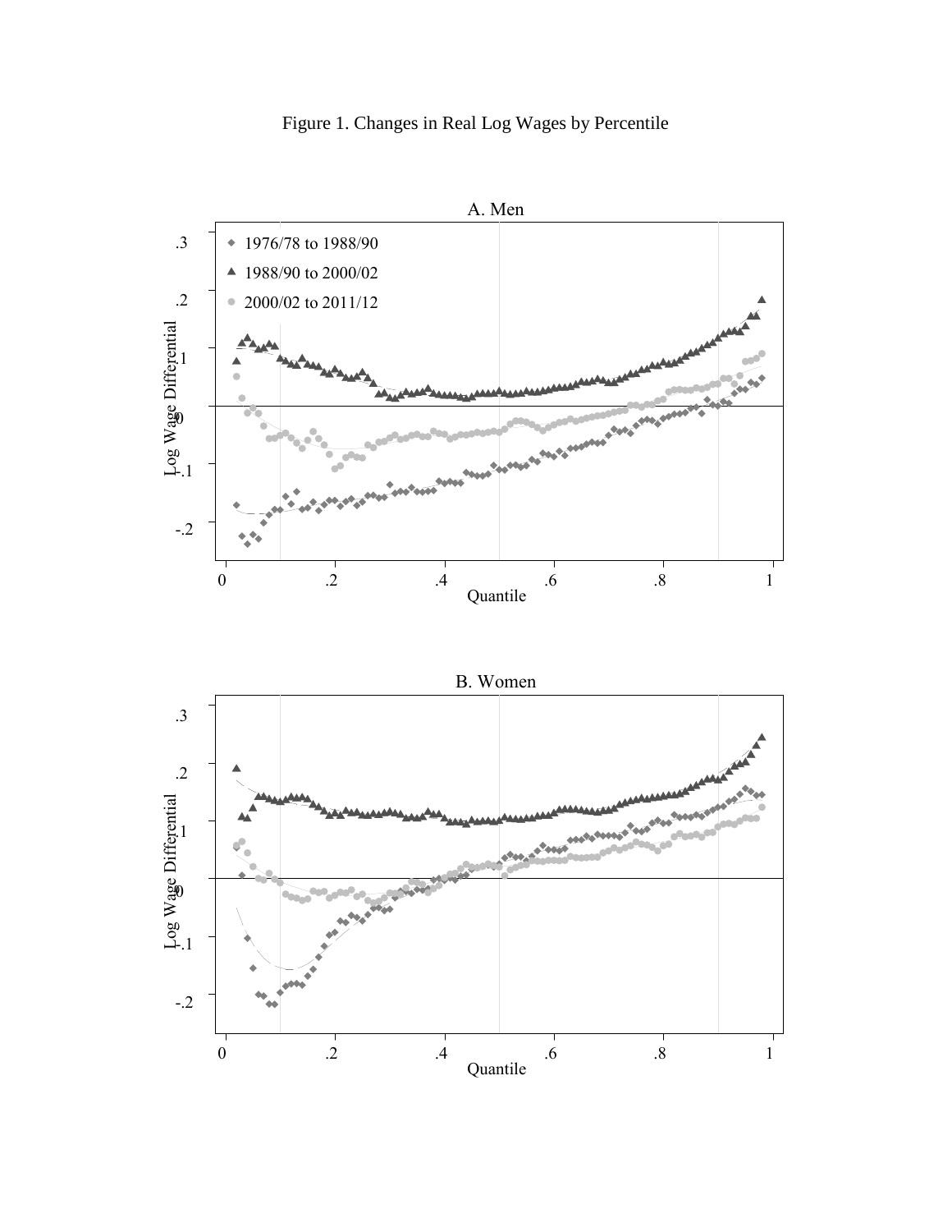Figure 1. Changes in Real Log Wages by Percentile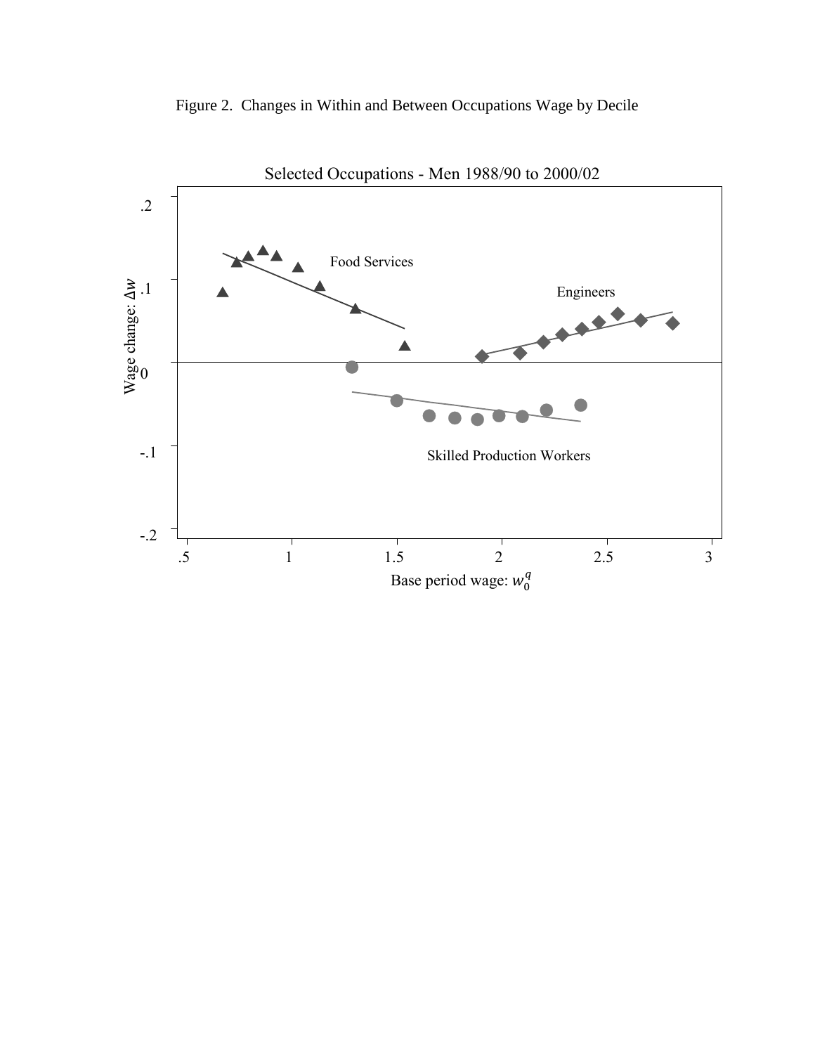Figure 2. Changes in Within and Between Occupations Wage by Decile

Selected Occupations - Men 1988/90 to 2000/02

Food Services

Engineers

Skilled Production Workers

Wage change: $\Delta w$

Base period wage: $w_0^q$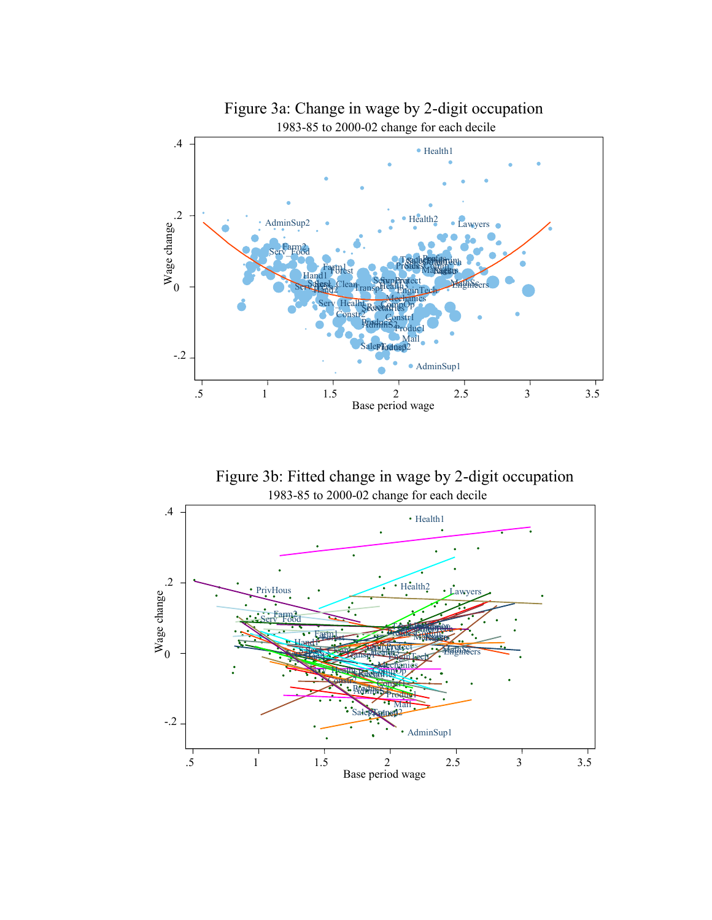## Figure 3a: Change in wage by 2-digit occupation

1983-85 to 2000-02 change for each decile

## Figure 3b: Fitted change in wage by 2-digit occupation

1983-85 to 2000-02 change for each decile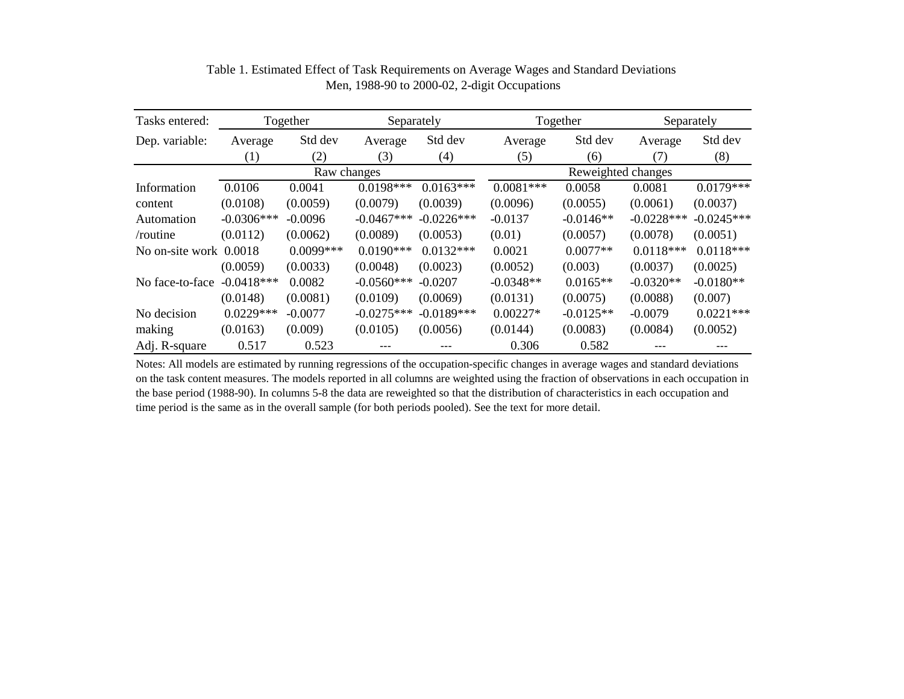Table 1. Estimated Effect of Task Requirements on Average Wages and Standard Deviations
Men, 1988-90 to 2000-02, 2-digit Occupations

| Tasks entered: | Together | | Separately | | Together | | Separately | |
|---|---|---|---|---|---|---|---|---|
| Dep. variable: | Average (1) | Std dev (2) | Average (3) | Std dev (4) | Average (5) | Std dev (6) | Average (7) | Std dev (8) |
| | Raw changes | | | | Reweighted changes | | | |
| Information | 0.0106 | 0.0041 | 0.0198*** | 0.0163*** | 0.0081*** | 0.0058 | 0.0081 | 0.0179*** |
| content | (0.0108) | (0.0059) | (0.0079) | (0.0039) | (0.0096) | (0.0055) | (0.0061) | (0.0037) |
| Automation | -0.0306*** | -0.0096 | -0.0467*** | -0.0226*** | -0.0137 | -0.0146** | -0.0228*** | -0.0245*** |
| /routine | (0.0112) | (0.0062) | (0.0089) | (0.0053) | (0.01) | (0.0057) | (0.0078) | (0.0051) |
| No on-site work | 0.0018 | 0.0099*** | 0.0190*** | 0.0132*** | 0.0021 | 0.0077** | 0.0118*** | 0.0118*** |
| | (0.0059) | (0.0033) | (0.0048) | (0.0023) | (0.0052) | (0.003) | (0.0037) | (0.0025) |
| No face-to-face | -0.0418*** | 0.0082 | -0.0560*** | -0.0207 | -0.0348** | 0.0165** | -0.0320** | -0.0180** |
| | (0.0148) | (0.0081) | (0.0109) | (0.0069) | (0.0131) | (0.0075) | (0.0088) | (0.007) |
| No decision | 0.0229*** | -0.0077 | -0.0275*** | -0.0189*** | 0.00227* | -0.0125** | -0.0079 | 0.0221*** |
| making | (0.0163) | (0.009) | (0.0105) | (0.0056) | (0.0144) | (0.0083) | (0.0084) | (0.0052) |
| Adj. R-square | 0.517 | 0.523 | --- | --- | 0.306 | 0.582 | --- | --- |

Notes: All models are estimated by running regressions of the occupation-specific changes in average wages and standard deviations on the task content measures. The models reported in all columns are weighted using the fraction of observations in each occupation in the base period (1988-90). In columns 5-8 the data are reweighted so that the distribution of characteristics in each occupation and time period is the same as in the overall sample (for both periods pooled). See the text for more detail.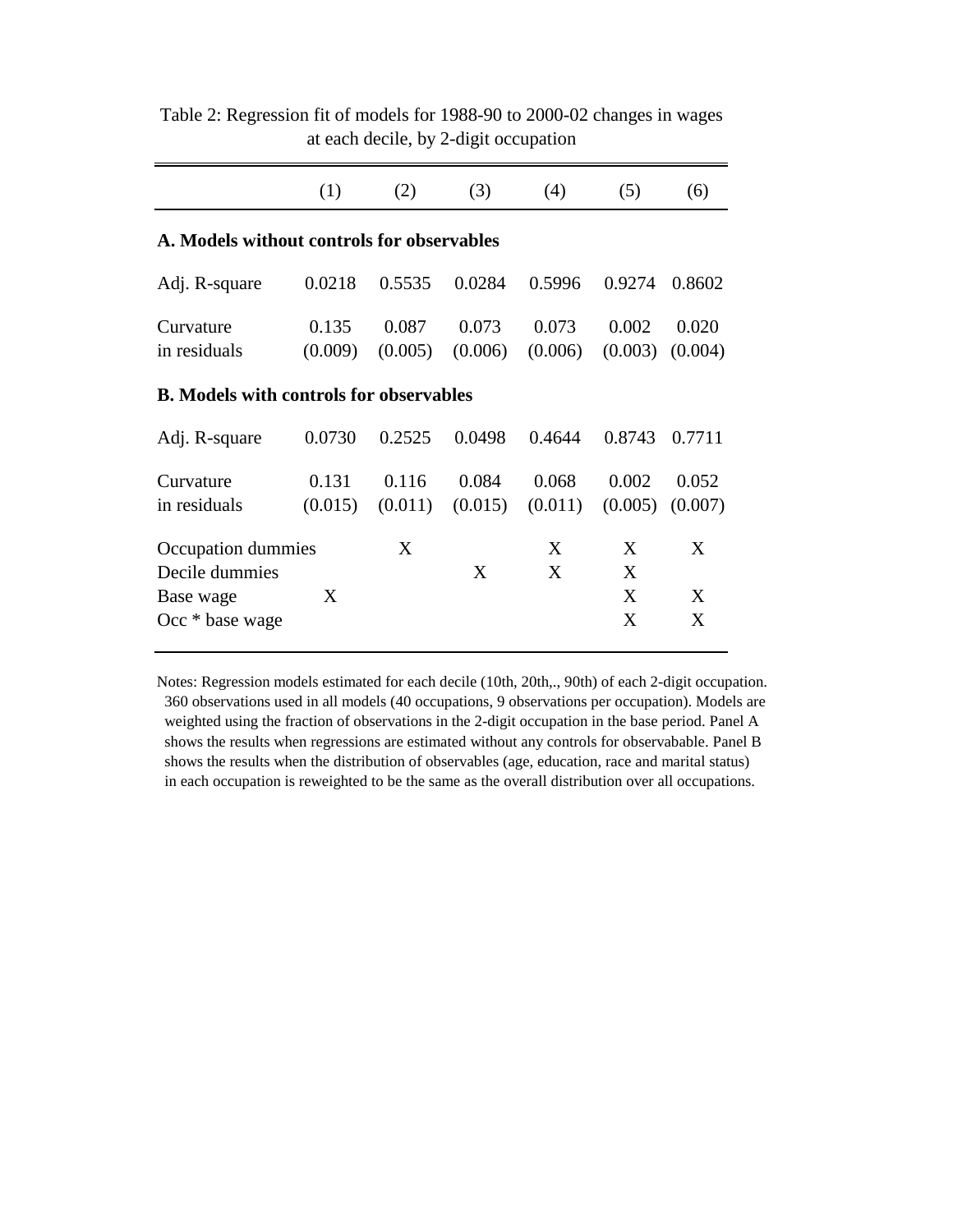Table 2: Regression fit of models for 1988-90 to 2000-02 changes in wages at each decile, by 2-digit occupation

| | (1) | (2) | (3) | (4) | (5) | (6) |
|---|---|---|---|---|---|---|
| **A. Models without controls for observables** | | | | | | |
| Adj. R-square | 0.0218 | 0.5535 | 0.0284 | 0.5996 | 0.9274 | 0.8602 |
| Curvature | 0.135 | 0.087 | 0.073 | 0.073 | 0.002 | 0.020 |
| in residuals | (0.009) | (0.005) | (0.006) | (0.006) | (0.003) | (0.004) |
| **B. Models with controls for observables** | | | | | | |
| Adj. R-square | 0.0730 | 0.2525 | 0.0498 | 0.4644 | 0.8743 | 0.7711 |
| Curvature | 0.131 | 0.116 | 0.084 | 0.068 | 0.002 | 0.052 |
| in residuals | (0.015) | (0.011) | (0.015) | (0.011) | (0.005) | (0.007) |
| Occupation dummies | | X | | X | X | X |
| Decile dummies | | | X | X | X | |
| Base wage | X | | | | X | X |
| Occ * base wage | | | | | X | X |

Notes: Regression models estimated for each decile (10th, 20th,., 90th) of each 2-digit occupation. 360 observations used in all models (40 occupations, 9 observations per occupation). Models are weighted using the fraction of observations in the 2-digit occupation in the base period. Panel A shows the results when regressions are estimated without any controls for observavable. Panel B shows the results when the distribution of observables (age, education, race and marital status) in each occupation is reweighted to be the same as the overall distribution over all occupations.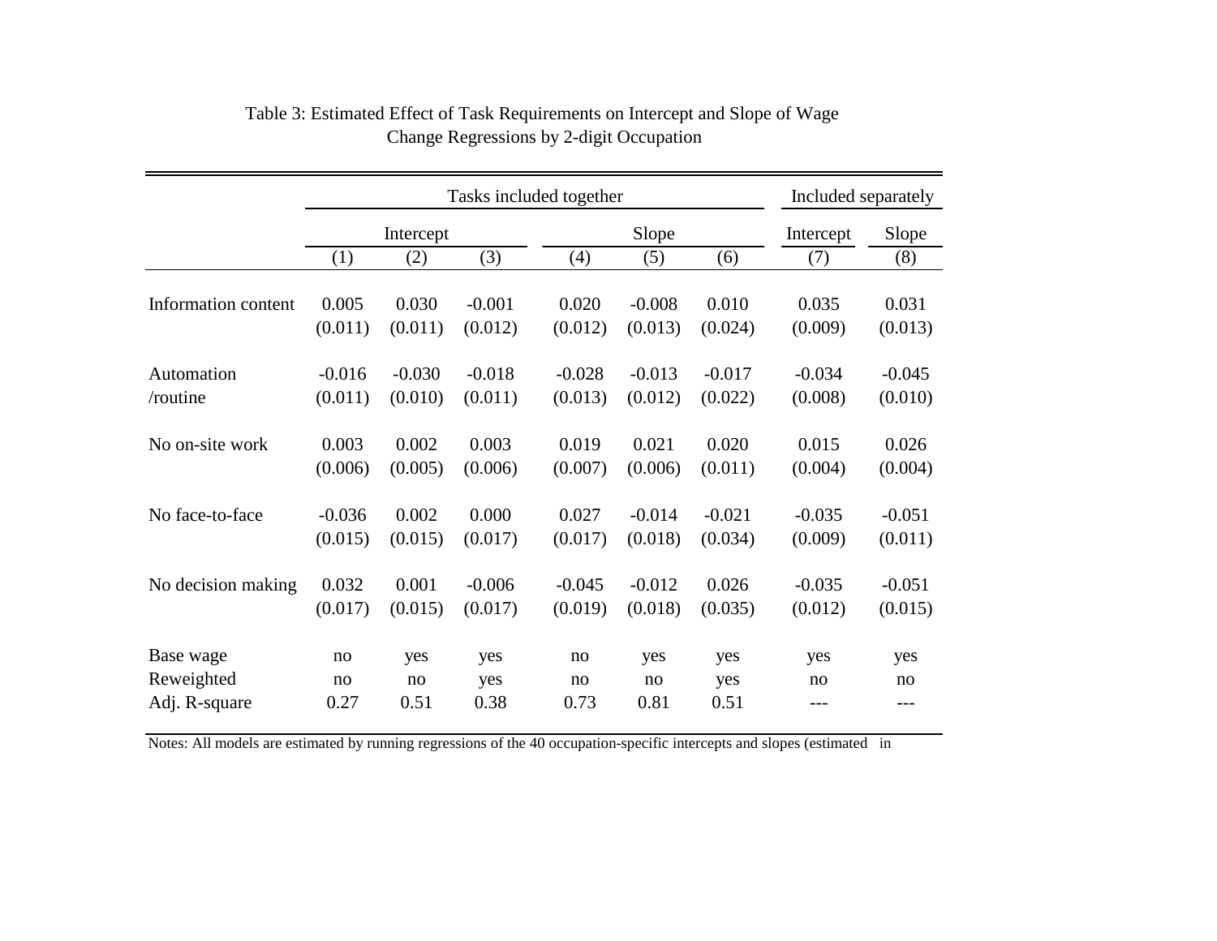Table 3: Estimated Effect of Task Requirements on Intercept and Slope of Wage Change Regressions by 2-digit Occupation

| | Tasks included together | | | | | | Included separately | |
|---|---|---|---|---|---|---|---|---|
| | Intercept | | | Slope | | | Intercept | Slope |
| | (1) | (2) | (3) | (4) | (5) | (6) | (7) | (8) |
| Information content | 0.005 | 0.030 | -0.001 | 0.020 | -0.008 | 0.010 | 0.035 | 0.031 |
| | (0.011) | (0.011) | (0.012) | (0.012) | (0.013) | (0.024) | (0.009) | (0.013) |
| Automation /routine | -0.016 | -0.030 | -0.018 | -0.028 | -0.013 | -0.017 | -0.034 | -0.045 |
| | (0.011) | (0.010) | (0.011) | (0.013) | (0.012) | (0.022) | (0.008) | (0.010) |
| No on-site work | 0.003 | 0.002 | 0.003 | 0.019 | 0.021 | 0.020 | 0.015 | 0.026 |
| | (0.006) | (0.005) | (0.006) | (0.007) | (0.006) | (0.011) | (0.004) | (0.004) |
| No face-to-face | -0.036 | 0.002 | 0.000 | 0.027 | -0.014 | -0.021 | -0.035 | -0.051 |
| | (0.015) | (0.015) | (0.017) | (0.017) | (0.018) | (0.034) | (0.009) | (0.011) |
| No decision making | 0.032 | 0.001 | -0.006 | -0.045 | -0.012 | 0.026 | -0.035 | -0.051 |
| | (0.017) | (0.015) | (0.017) | (0.019) | (0.018) | (0.035) | (0.012) | (0.015) |
| Base wage | no | yes | yes | no | yes | yes | yes | yes |
| Reweighted | no | no | yes | no | no | yes | no | no |
| Adj. R-square | 0.27 | 0.51 | 0.38 | 0.73 | 0.81 | 0.51 | --- | --- |

Notes: All models are estimated by running regressions of the 40 occupation-specific intercepts and slopes (estimated in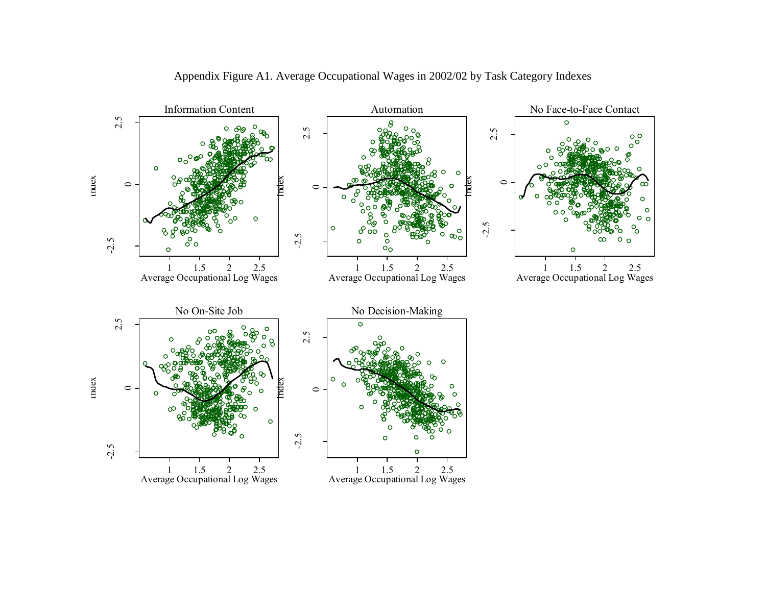Appendix Figure A1. Average Occupational Wages in 2002/02 by Task Category Indexes

Information Content

Index

2.5

0

-2.5

1 1.5 2 2.5

Average Occupational Log Wages

Automation

Index

2.5

0

-2.5

1 1.5 2 2.5

Average Occupational Log Wages

No Face-to-Face Contact

Index

2.5

0

-2.5

1 1.5 2 2.5

Average Occupational Log Wages

No On-Site Job

Index

2.5

0

-2.5

1 1.5 2 2.5

Average Occupational Log Wages

No Decision-Making

Index

2.5

0

-2.5

1 1.5 2 2.5

Average Occupational Log Wages